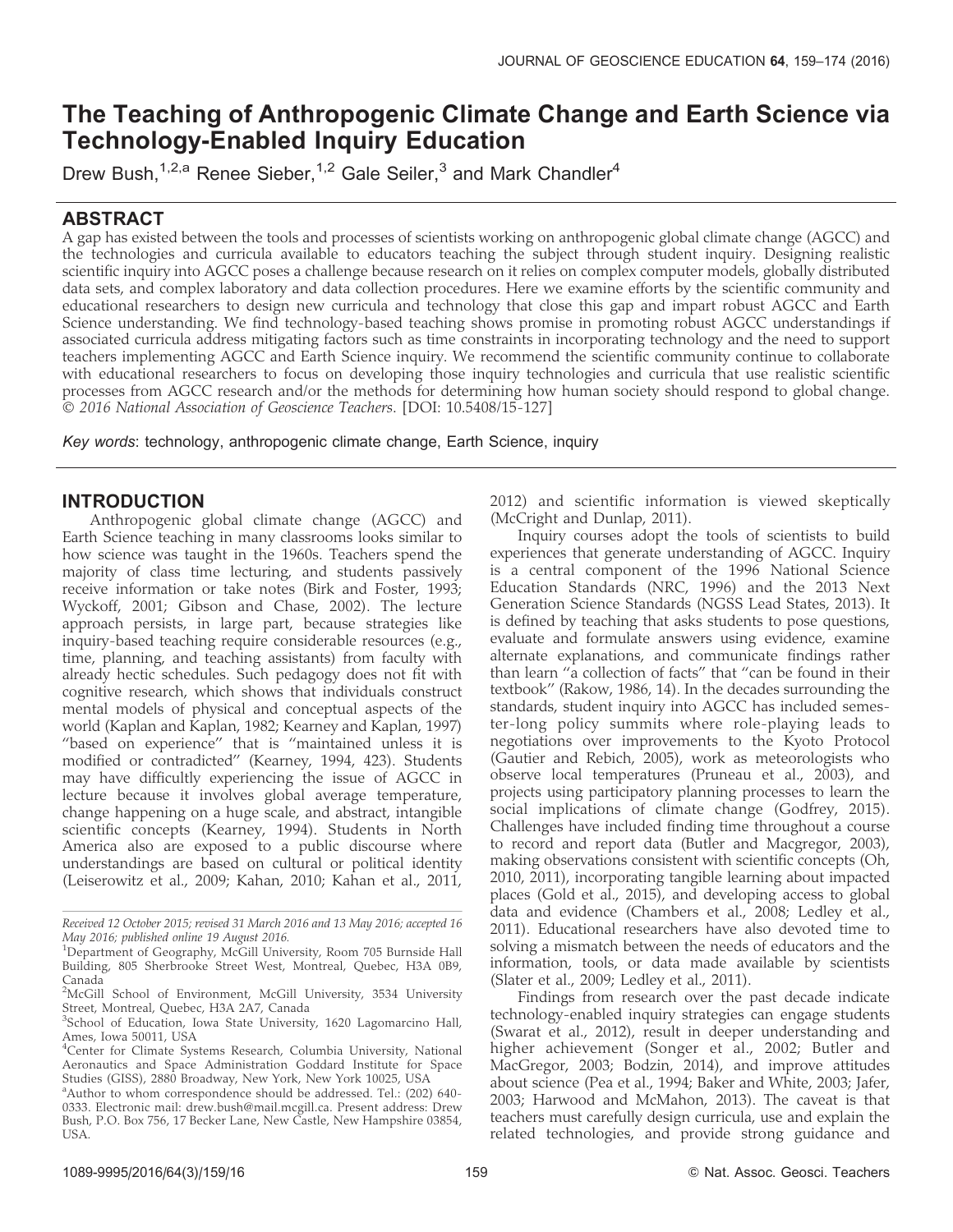# The Teaching of Anthropogenic Climate Change and Earth Science via Technology-Enabled Inquiry Education

Drew Bush,[1,2,a] Renee Sieber,[1,2] Gale Seiler,[3] and Mark Chandler[4]

## ABSTRACT

A gap has existed between the tools and processes of scientists working on anthropogenic global climate change (AGCC) and the technologies and curricula available to educators teaching the subject through student inquiry. Designing realistic scientific inquiry into AGCC poses a challenge because research on it relies on complex computer models, globally distributed data sets, and complex laboratory and data collection procedures. Here we examine efforts by the scientific community and educational researchers to design new curricula and technology that close this gap and impart robust AGCC and Earth Science understanding. We find technology-based teaching shows promise in promoting robust AGCC understandings if associated curricula address mitigating factors such as time constraints in incorporating technology and the need to support teachers implementing AGCC and Earth Science inquiry. We recommend the scientific community continue to collaborate with educational researchers to focus on developing those inquiry technologies and curricula that use realistic scientific processes from AGCC research and/or the methods for determining how human society should respond to global change. *© 2016 National Association of Geoscience Teachers.* [DOI: 10.5408/15-127]

*Key words*: technology, anthropogenic climate change, Earth Science, inquiry

## INTRODUCTION

Anthropogenic global climate change (AGCC) and Earth Science teaching in many classrooms looks similar to how science was taught in the 1960s. Teachers spend the majority of class time lecturing, and students passively receive information or take notes (Birk and Foster, 1993; Wyckoff, 2001; Gibson and Chase, 2002). The lecture approach persists, in large part, because strategies like inquiry-based teaching require considerable resources (e.g., time, planning, and teaching assistants) from faculty with already hectic schedules. Such pedagogy does not fit with cognitive research, which shows that individuals construct mental models of physical and conceptual aspects of the world (Kaplan and Kaplan, 1982; Kearney and Kaplan, 1997) "based on experience" that is "maintained unless it is modified or contradicted" (Kearney, 1994, 423). Students may have difficultly experiencing the issue of AGCC in lecture because it involves global average temperature, change happening on a huge scale, and abstract, intangible scientific concepts (Kearney, 1994). Students in North America also are exposed to a public discourse where understandings are based on cultural or political identity (Leiserowitz et al., 2009; Kahan, 2010; Kahan et al., 2011, 2012) and scientific information is viewed skeptically (McCright and Dunlap, 2011).

Inquiry courses adopt the tools of scientists to build experiences that generate understanding of AGCC. Inquiry is a central component of the 1996 National Science Education Standards (NRC, 1996) and the 2013 Next Generation Science Standards (NGSS Lead States, 2013). It is defined by teaching that asks students to pose questions, evaluate and formulate answers using evidence, examine alternate explanations, and communicate findings rather than learn "a collection of facts" that "can be found in their textbook" (Rakow, 1986, 14). In the decades surrounding the standards, student inquiry into AGCC has included semester-long policy summits where role-playing leads to negotiations over improvements to the Kyoto Protocol (Gautier and Rebich, 2005), work as meteorologists who observe local temperatures (Pruneau et al., 2003), and projects using participatory planning processes to learn the social implications of climate change (Godfrey, 2015). Challenges have included finding time throughout a course to record and report data (Butler and Macgregor, 2003), making observations consistent with scientific concepts (Oh, 2010, 2011), incorporating tangible learning about impacted places (Gold et al., 2015), and developing access to global data and evidence (Chambers et al., 2008; Ledley et al., 2011). Educational researchers have also devoted time to solving a mismatch between the needs of educators and the information, tools, or data made available by scientists (Slater et al., 2009; Ledley et al., 2011).

Findings from research over the past decade indicate technology-enabled inquiry strategies can engage students (Swarat et al., 2012), result in deeper understanding and higher achievement (Songer et al., 2002; Butler and MacGregor, 2003; Bodzin, 2014), and improve attitudes about science (Pea et al., 1994; Baker and White, 2003; Jafer, 2003; Harwood and McMahon, 2013). The caveat is that teachers must carefully design curricula, use and explain the related technologies, and provide strong guidance and

---

*Received 12 October 2015; revised 31 March 2016 and 13 May 2016; accepted 16 May 2016; published online 19 August 2016.*

[1]Department of Geography, McGill University, Room 705 Burnside Hall Building, 805 Sherbrooke Street West, Montreal, Quebec, H3A 0B9, Canada

[2]McGill School of Environment, McGill University, 3534 University Street, Montreal, Quebec, H3A 2A7, Canada

[3]School of Education, Iowa State University, 1620 Lagomarcino Hall, Ames, Iowa 50011, USA

[4]Center for Climate Systems Research, Columbia University, National Aeronautics and Space Administration Goddard Institute for Space Studies (GISS), 2880 Broadway, New York, New York 10025, USA

[a]Author to whom correspondence should be addressed. Tel.: (202) 640-0333. Electronic mail: drew.bush@mail.mcgill.ca. Present address: Drew Bush, P.O. Box 756, 17 Becker Lane, New Castle, New Hampshire 03854, USA.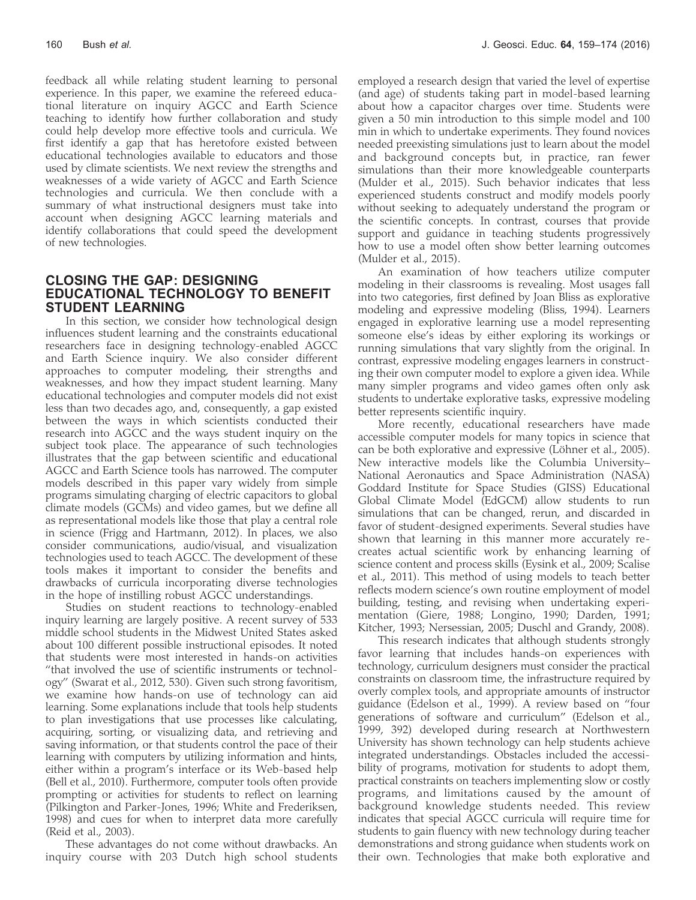feedback all while relating student learning to personal experience. In this paper, we examine the refereed educational literature on inquiry AGCC and Earth Science teaching to identify how further collaboration and study could help develop more effective tools and curricula. We first identify a gap that has heretofore existed between educational technologies available to educators and those used by climate scientists. We next review the strengths and weaknesses of a wide variety of AGCC and Earth Science technologies and curricula. We then conclude with a summary of what instructional designers must take into account when designing AGCC learning materials and identify collaborations that could speed the development of new technologies.

## CLOSING THE GAP: DESIGNING EDUCATIONAL TECHNOLOGY TO BENEFIT STUDENT LEARNING

In this section, we consider how technological design influences student learning and the constraints educational researchers face in designing technology-enabled AGCC and Earth Science inquiry. We also consider different approaches to computer modeling, their strengths and weaknesses, and how they impact student learning. Many educational technologies and computer models did not exist less than two decades ago, and, consequently, a gap existed between the ways in which scientists conducted their research into AGCC and the ways student inquiry on the subject took place. The appearance of such technologies illustrates that the gap between scientific and educational AGCC and Earth Science tools has narrowed. The computer models described in this paper vary widely from simple programs simulating charging of electric capacitors to global climate models (GCMs) and video games, but we define all as representational models like those that play a central role in science (Frigg and Hartmann, 2012). In places, we also consider communications, audio/visual, and visualization technologies used to teach AGCC. The development of these tools makes it important to consider the benefits and drawbacks of curricula incorporating diverse technologies in the hope of instilling robust AGCC understandings.

Studies on student reactions to technology-enabled inquiry learning are largely positive. A recent survey of 533 middle school students in the Midwest United States asked about 100 different possible instructional episodes. It noted that students were most interested in hands-on activities "that involved the use of scientific instruments or technology" (Swarat et al., 2012, 530). Given such strong favoritism, we examine how hands-on use of technology can aid learning. Some explanations include that tools help students to plan investigations that use processes like calculating, acquiring, sorting, or visualizing data, and retrieving and saving information, or that students control the pace of their learning with computers by utilizing information and hints, either within a program's interface or its Web-based help (Bell et al., 2010). Furthermore, computer tools often provide prompting or activities for students to reflect on learning (Pilkington and Parker-Jones, 1996; White and Frederiksen, 1998) and cues for when to interpret data more carefully (Reid et al., 2003).

These advantages do not come without drawbacks. An inquiry course with 203 Dutch high school students employed a research design that varied the level of expertise (and age) of students taking part in model-based learning about how a capacitor charges over time. Students were given a 50 min introduction to this simple model and 100 min in which to undertake experiments. They found novices needed preexisting simulations just to learn about the model and background concepts but, in practice, ran fewer simulations than their more knowledgeable counterparts (Mulder et al., 2015). Such behavior indicates that less experienced students construct and modify models poorly without seeking to adequately understand the program or the scientific concepts. In contrast, courses that provide support and guidance in teaching students progressively how to use a model often show better learning outcomes (Mulder et al., 2015).

An examination of how teachers utilize computer modeling in their classrooms is revealing. Most usages fall into two categories, first defined by Joan Bliss as explorative modeling and expressive modeling (Bliss, 1994). Learners engaged in explorative learning use a model representing someone else's ideas by either exploring its workings or running simulations that vary slightly from the original. In contrast, expressive modeling engages learners in constructing their own computer model to explore a given idea. While many simpler programs and video games often only ask students to undertake explorative tasks, expressive modeling better represents scientific inquiry.

More recently, educational researchers have made accessible computer models for many topics in science that can be both explorative and expressive (Löhner et al., 2005). New interactive models like the Columbia University–National Aeronautics and Space Administration (NASA) Goddard Institute for Space Studies (GISS) Educational Global Climate Model (EdGCM) allow students to run simulations that can be changed, rerun, and discarded in favor of student-designed experiments. Several studies have shown that learning in this manner more accurately recreates actual scientific work by enhancing learning of science content and process skills (Eysink et al., 2009; Scalise et al., 2011). This method of using models to teach better reflects modern science's own routine employment of model building, testing, and revising when undertaking experimentation (Giere, 1988; Longino, 1990; Darden, 1991; Kitcher, 1993; Nersessian, 2005; Duschl and Grandy, 2008).

This research indicates that although students strongly favor learning that includes hands-on experiences with technology, curriculum designers must consider the practical constraints on classroom time, the infrastructure required by overly complex tools, and appropriate amounts of instructor guidance (Edelson et al., 1999). A review based on "four generations of software and curriculum" (Edelson et al., 1999, 392) developed during research at Northwestern University has shown technology can help students achieve integrated understandings. Obstacles included the accessibility of programs, motivation for students to adopt them, practical constraints on teachers implementing slow or costly programs, and limitations caused by the amount of background knowledge students needed. This review indicates that special AGCC curricula will require time for students to gain fluency with new technology during teacher demonstrations and strong guidance when students work on their own. Technologies that make both explorative and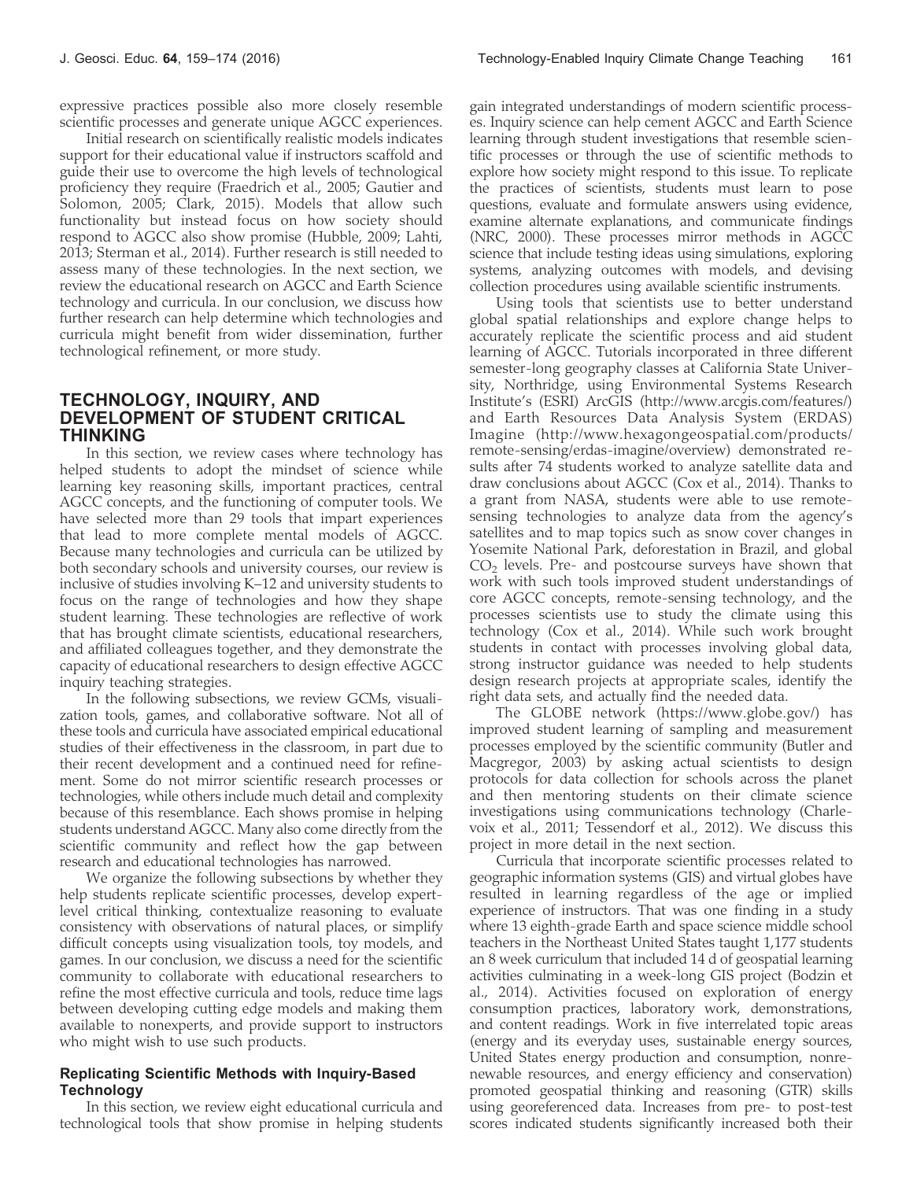expressive practices possible also more closely resemble scientific processes and generate unique AGCC experiences.

Initial research on scientifically realistic models indicates support for their educational value if instructors scaffold and guide their use to overcome the high levels of technological proficiency they require (Fraedrich et al., 2005; Gautier and Solomon, 2005; Clark, 2015). Models that allow such functionality but instead focus on how society should respond to AGCC also show promise (Hubble, 2009; Lahti, 2013; Sterman et al., 2014). Further research is still needed to assess many of these technologies. In the next section, we review the educational research on AGCC and Earth Science technology and curricula. In our conclusion, we discuss how further research can help determine which technologies and curricula might benefit from wider dissemination, further technological refinement, or more study.

## TECHNOLOGY, INQUIRY, AND DEVELOPMENT OF STUDENT CRITICAL THINKING

In this section, we review cases where technology has helped students to adopt the mindset of science while learning key reasoning skills, important practices, central AGCC concepts, and the functioning of computer tools. We have selected more than 29 tools that impart experiences that lead to more complete mental models of AGCC. Because many technologies and curricula can be utilized by both secondary schools and university courses, our review is inclusive of studies involving K–12 and university students to focus on the range of technologies and how they shape student learning. These technologies are reflective of work that has brought climate scientists, educational researchers, and affiliated colleagues together, and they demonstrate the capacity of educational researchers to design effective AGCC inquiry teaching strategies.

In the following subsections, we review GCMs, visualization tools, games, and collaborative software. Not all of these tools and curricula have associated empirical educational studies of their effectiveness in the classroom, in part due to their recent development and a continued need for refinement. Some do not mirror scientific research processes or technologies, while others include much detail and complexity because of this resemblance. Each shows promise in helping students understand AGCC. Many also come directly from the scientific community and reflect how the gap between research and educational technologies has narrowed.

We organize the following subsections by whether they help students replicate scientific processes, develop expert-level critical thinking, contextualize reasoning to evaluate consistency with observations of natural places, or simplify difficult concepts using visualization tools, toy models, and games. In our conclusion, we discuss a need for the scientific community to collaborate with educational researchers to refine the most effective curricula and tools, reduce time lags between developing cutting edge models and making them available to nonexperts, and provide support to instructors who might wish to use such products.

### Replicating Scientific Methods with Inquiry-Based Technology

In this section, we review eight educational curricula and technological tools that show promise in helping students gain integrated understandings of modern scientific processes. Inquiry science can help cement AGCC and Earth Science learning through student investigations that resemble scientific processes or through the use of scientific methods to explore how society might respond to this issue. To replicate the practices of scientists, students must learn to pose questions, evaluate and formulate answers using evidence, examine alternate explanations, and communicate findings (NRC, 2000). These processes mirror methods in AGCC science that include testing ideas using simulations, exploring systems, analyzing outcomes with models, and devising collection procedures using available scientific instruments.

Using tools that scientists use to better understand global spatial relationships and explore change helps to accurately replicate the scientific process and aid student learning of AGCC. Tutorials incorporated in three different semester-long geography classes at California State University, Northridge, using Environmental Systems Research Institute's (ESRI) ArcGIS (http://www.arcgis.com/features/) and Earth Resources Data Analysis System (ERDAS) Imagine (http://www.hexagongeospatial.com/products/remote-sensing/erdas-imagine/overview) demonstrated results after 74 students worked to analyze satellite data and draw conclusions about AGCC (Cox et al., 2014). Thanks to a grant from NASA, students were able to use remote-sensing technologies to analyze data from the agency's satellites and to map topics such as snow cover changes in Yosemite National Park, deforestation in Brazil, and global $CO_2$ levels. Pre- and postcourse surveys have shown that work with such tools improved student understandings of core AGCC concepts, remote-sensing technology, and the processes scientists use to study the climate using this technology (Cox et al., 2014). While such work brought students in contact with processes involving global data, strong instructor guidance was needed to help students design research projects at appropriate scales, identify the right data sets, and actually find the needed data.

The GLOBE network (https://www.globe.gov/) has improved student learning of sampling and measurement processes employed by the scientific community (Butler and Macgregor, 2003) by asking actual scientists to design protocols for data collection for schools across the planet and then mentoring students on their climate science investigations using communications technology (Charlevoix et al., 2011; Tessendorf et al., 2012). We discuss this project in more detail in the next section.

Curricula that incorporate scientific processes related to geographic information systems (GIS) and virtual globes have resulted in learning regardless of the age or implied experience of instructors. That was one finding in a study where 13 eighth-grade Earth and space science middle school teachers in the Northeast United States taught 1,177 students an 8 week curriculum that included 14 d of geospatial learning activities culminating in a week-long GIS project (Bodzin et al., 2014). Activities focused on exploration of energy consumption practices, laboratory work, demonstrations, and content readings. Work in five interrelated topic areas (energy and its everyday uses, sustainable energy sources, United States energy production and consumption, nonrenewable resources, and energy efficiency and conservation) promoted geospatial thinking and reasoning (GTR) skills using georeferenced data. Increases from pre- to post-test scores indicated students significantly increased both their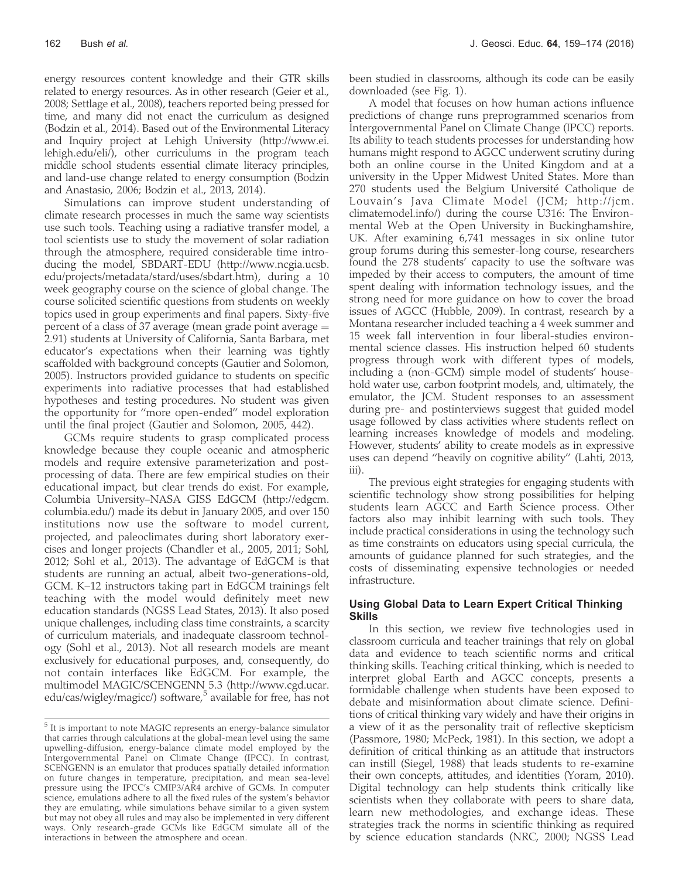energy resources content knowledge and their GTR skills related to energy resources. As in other research (Geier et al., 2008; Settlage et al., 2008), teachers reported being pressed for time, and many did not enact the curriculum as designed (Bodzin et al., 2014). Based out of the Environmental Literacy and Inquiry project at Lehigh University (http://www.ei.lehigh.edu/eli/), other curriculums in the program teach middle school students essential climate literacy principles, and land-use change related to energy consumption (Bodzin and Anastasio, 2006; Bodzin et al., 2013, 2014).

Simulations can improve student understanding of climate research processes in much the same way scientists use such tools. Teaching using a radiative transfer model, a tool scientists use to study the movement of solar radiation through the atmosphere, required considerable time introducing the model, SBDART-EDU (http://www.ncgia.ucsb.edu/projects/metadata/stard/uses/sbdart.htm), during a 10 week geography course on the science of global change. The course solicited scientific questions from students on weekly topics used in group experiments and final papers. Sixty-five percent of a class of 37 average (mean grade point average = 2.91) students at University of California, Santa Barbara, met educator's expectations when their learning was tightly scaffolded with background concepts (Gautier and Solomon, 2005). Instructors provided guidance to students on specific experiments into radiative processes that had established hypotheses and testing procedures. No student was given the opportunity for "more open-ended" model exploration until the final project (Gautier and Solomon, 2005, 442).

GCMs require students to grasp complicated process knowledge because they couple oceanic and atmospheric models and require extensive parameterization and post-processing of data. There are few empirical studies on their educational impact, but clear trends do exist. For example, Columbia University–NASA GISS EdGCM (http://edgcm.columbia.edu/) made its debut in January 2005, and over 150 institutions now use the software to model current, projected, and paleoclimates during short laboratory exercises and longer projects (Chandler et al., 2005, 2011; Sohl, 2012; Sohl et al., 2013). The advantage of EdGCM is that students are running an actual, albeit two-generations-old, GCM. K–12 instructors taking part in EdGCM trainings felt teaching with the model would definitely meet new education standards (NGSS Lead States, 2013). It also posed unique challenges, including class time constraints, a scarcity of curriculum materials, and inadequate classroom technology (Sohl et al., 2013). Not all research models are meant exclusively for educational purposes, and, consequently, do not contain interfaces like EdGCM. For example, the multimodel MAGIC/SCENGENN 5.3 (http://www.cgd.ucar.edu/cas/wigley/magicc/) software,[5] available for free, has not been studied in classrooms, although its code can be easily downloaded (see Fig. 1).

A model that focuses on how human actions influence predictions of change runs preprogrammed scenarios from Intergovernmental Panel on Climate Change (IPCC) reports. Its ability to teach students processes for understanding how humans might respond to AGCC underwent scrutiny during both an online course in the United Kingdom and at a university in the Upper Midwest United States. More than 270 students used the Belgium Université Catholique de Louvain's Java Climate Model (JCM; http://jcm.climatemodel.info/) during the course U316: The Environmental Web at the Open University in Buckinghamshire, UK. After examining 6,741 messages in six online tutor group forums during this semester-long course, researchers found the 278 students' capacity to use the software was impeded by their access to computers, the amount of time spent dealing with information technology issues, and the strong need for more guidance on how to cover the broad issues of AGCC (Hubble, 2009). In contrast, research by a Montana researcher included teaching a 4 week summer and 15 week fall intervention in four liberal-studies environmental science classes. His instruction helped 60 students progress through work with different types of models, including a (non-GCM) simple model of students' household water use, carbon footprint models, and, ultimately, the emulator, the JCM. Student responses to an assessment during pre- and postinterviews suggest that guided model usage followed by class activities where students reflect on learning increases knowledge of models and modeling. However, students' ability to create models as in expressive uses can depend "heavily on cognitive ability" (Lahti, 2013, iii).

The previous eight strategies for engaging students with scientific technology show strong possibilities for helping students learn AGCC and Earth Science process. Other factors also may inhibit learning with such tools. They include practical considerations in using the technology such as time constraints on educators using special curricula, the amounts of guidance planned for such strategies, and the costs of disseminating expensive technologies or needed infrastructure.

### Using Global Data to Learn Expert Critical Thinking Skills

In this section, we review five technologies used in classroom curricula and teacher trainings that rely on global data and evidence to teach scientific norms and critical thinking skills. Teaching critical thinking, which is needed to interpret global Earth and AGCC concepts, presents a formidable challenge when students have been exposed to debate and misinformation about climate science. Definitions of critical thinking vary widely and have their origins in a view of it as the personality trait of reflective skepticism (Passmore, 1980; McPeck, 1981). In this section, we adopt a definition of critical thinking as an attitude that instructors can instill (Siegel, 1988) that leads students to re-examine their own concepts, attitudes, and identities (Yoram, 2010). Digital technology can help students think critically like scientists when they collaborate with peers to share data, learn new methodologies, and exchange ideas. These strategies track the norms in scientific thinking as required by science education standards (NRC, 2000; NGSS Lead

[5] It is important to note MAGIC represents an energy-balance simulator that carries through calculations at the global-mean level using the same upwelling-diffusion, energy-balance climate model employed by the Intergovernmental Panel on Climate Change (IPCC). In contrast, SCENGENN is an emulator that produces spatially detailed information on future changes in temperature, precipitation, and mean sea-level pressure using the IPCC's CMIP3/AR4 archive of GCMs. In computer science, emulations adhere to all the fixed rules of the system's behavior they are emulating, while simulations behave similar to a given system but may not obey all rules and may also be implemented in very different ways. Only research-grade GCMs like EdGCM simulate all of the interactions in between the atmosphere and ocean.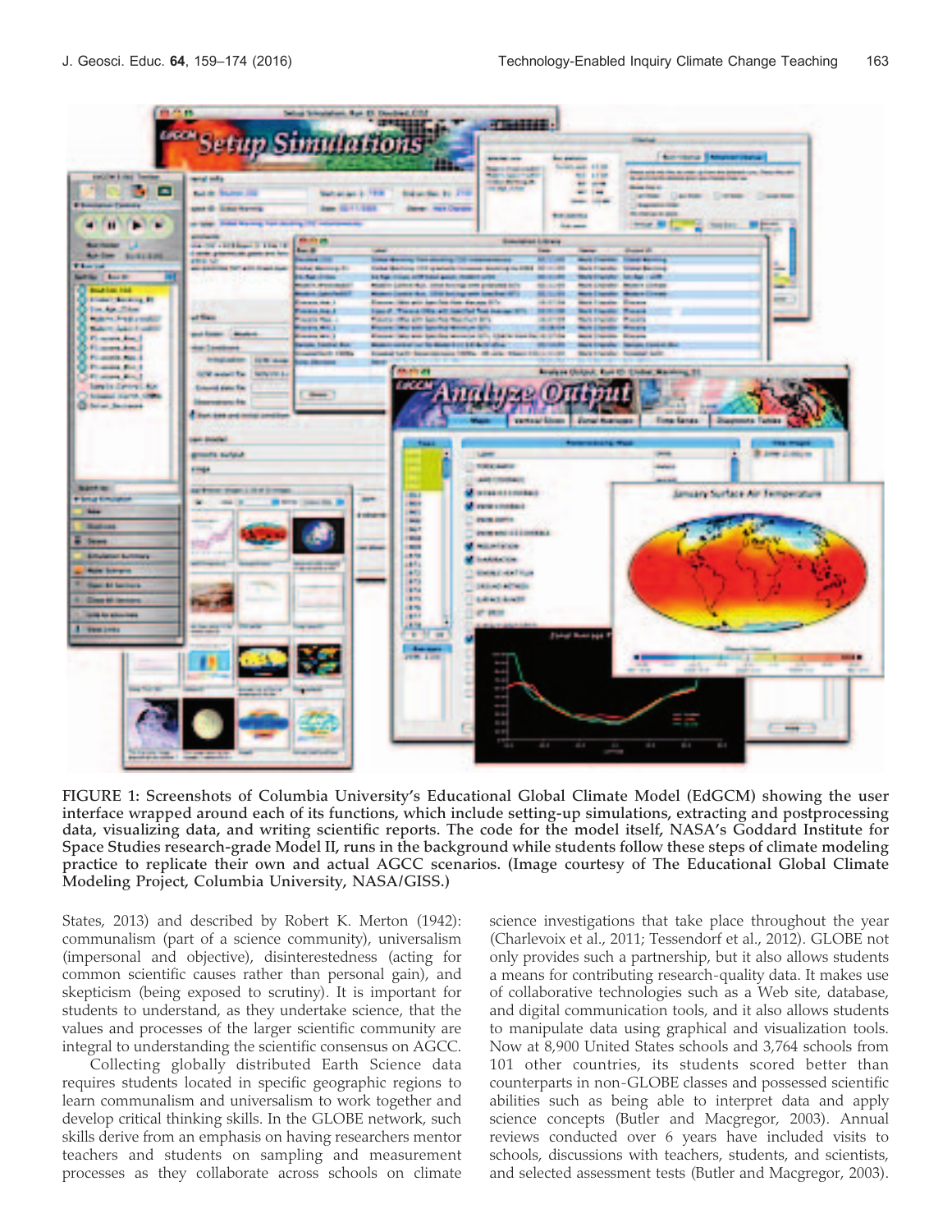FIGURE 1: Screenshots of Columbia University's Educational Global Climate Model (EdGCM) showing the user interface wrapped around each of its functions, which include setting-up simulations, extracting and postprocessing data, visualizing data, and writing scientific reports. The code for the model itself, NASA's Goddard Institute for Space Studies research-grade Model II, runs in the background while students follow these steps of climate modeling practice to replicate their own and actual AGCC scenarios. (Image courtesy of The Educational Global Climate Modeling Project, Columbia University, NASA/GISS.)

States, 2013) and described by Robert K. Merton (1942): communalism (part of a science community), universalism (impersonal and objective), disinterestedness (acting for common scientific causes rather than personal gain), and skepticism (being exposed to scrutiny). It is important for students to understand, as they undertake science, that the values and processes of the larger scientific community are integral to understanding the scientific consensus on AGCC.

Collecting globally distributed Earth Science data requires students located in specific geographic regions to learn communalism and universalism to work together and develop critical thinking skills. In the GLOBE network, such skills derive from an emphasis on having researchers mentor teachers and students on sampling and measurement processes as they collaborate across schools on climate science investigations that take place throughout the year (Charlevoix et al., 2011; Tessendorf et al., 2012). GLOBE not only provides such a partnership, but it also allows students a means for contributing research-quality data. It makes use of collaborative technologies such as a Web site, database, and digital communication tools, and it also allows students to manipulate data using graphical and visualization tools. Now at 8,900 United States schools and 3,764 schools from 101 other countries, its students scored better than counterparts in non-GLOBE classes and possessed scientific abilities such as being able to interpret data and apply science concepts (Butler and Macgregor, 2003). Annual reviews conducted over 6 years have included visits to schools, discussions with teachers, students, and scientists, and selected assessment tests (Butler and Macgregor, 2003).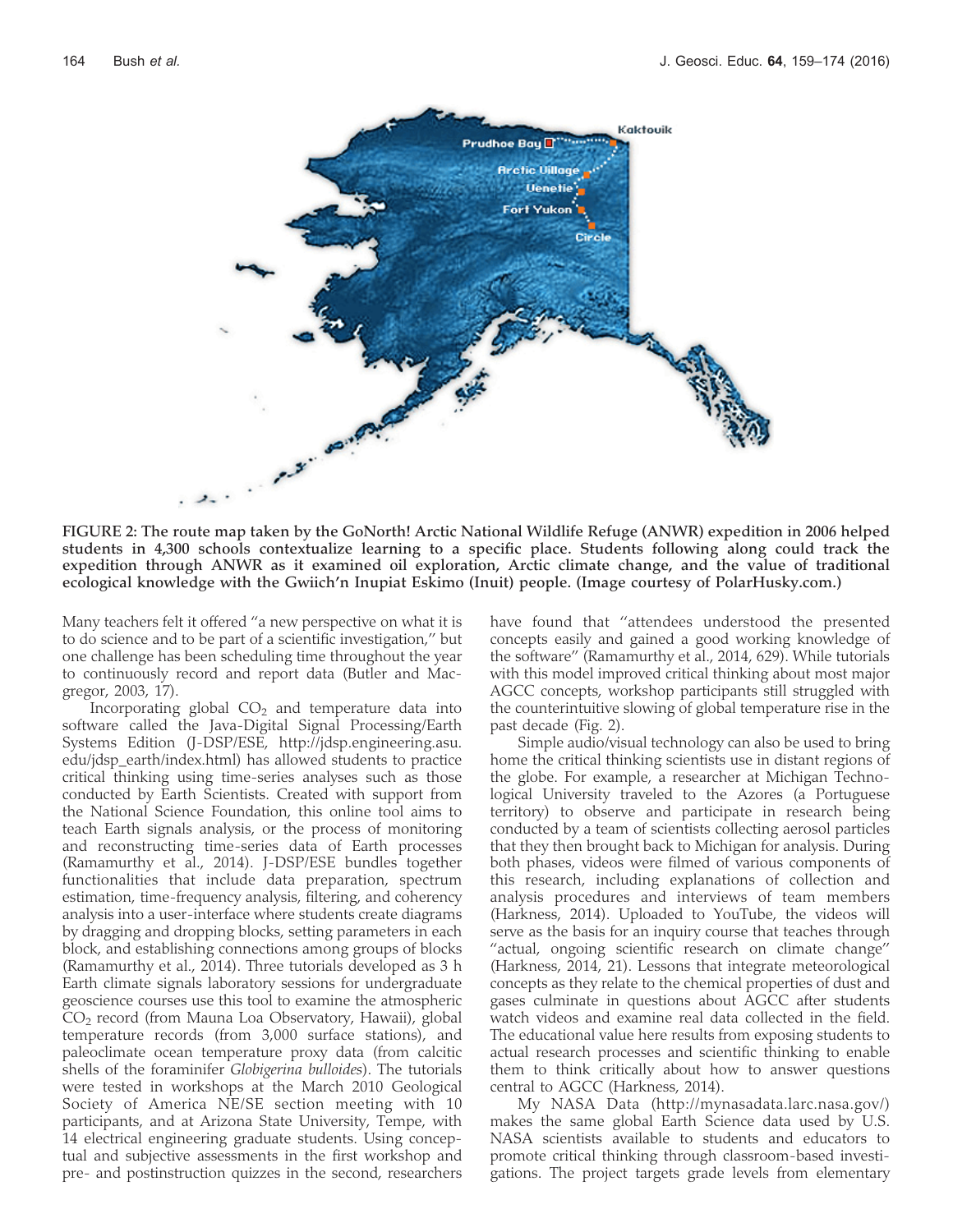FIGURE 2: The route map taken by the GoNorth! Arctic National Wildlife Refuge (ANWR) expedition in 2006 helped students in 4,300 schools contextualize learning to a specific place. Students following along could track the expedition through ANWR as it examined oil exploration, Arctic climate change, and the value of traditional ecological knowledge with the Gwiich'n Inupiat Eskimo (Inuit) people. (Image courtesy of PolarHusky.com.)

Many teachers felt it offered "a new perspective on what it is to do science and to be part of a scientific investigation," but one challenge has been scheduling time throughout the year to continuously record and report data (Butler and Macgregor, 2003, 17).

Incorporating global $CO_2$ and temperature data into software called the Java-Digital Signal Processing/Earth Systems Edition (J-DSP/ESE, http://jdsp.engineering.asu.edu/jdsp_earth/index.html) has allowed students to practice critical thinking using time-series analyses such as those conducted by Earth Scientists. Created with support from the National Science Foundation, this online tool aims to teach Earth signals analysis, or the process of monitoring and reconstructing time-series data of Earth processes (Ramamurthy et al., 2014). J-DSP/ESE bundles together functionalities that include data preparation, spectrum estimation, time-frequency analysis, filtering, and coherency analysis into a user-interface where students create diagrams by dragging and dropping blocks, setting parameters in each block, and establishing connections among groups of blocks (Ramamurthy et al., 2014). Three tutorials developed as 3 h Earth climate signals laboratory sessions for undergraduate geoscience courses use this tool to examine the atmospheric $CO_2$ record (from Mauna Loa Observatory, Hawaii), global temperature records (from 3,000 surface stations), and paleoclimate ocean temperature proxy data (from calcitic shells of the foraminifer *Globigerina bulloides*). The tutorials were tested in workshops at the March 2010 Geological Society of America NE/SE section meeting with 10 participants, and at Arizona State University, Tempe, with 14 electrical engineering graduate students. Using conceptual and subjective assessments in the first workshop and pre- and postinstruction quizzes in the second, researchers have found that "attendees understood the presented concepts easily and gained a good working knowledge of the software" (Ramamurthy et al., 2014, 629). While tutorials with this model improved critical thinking about most major AGCC concepts, workshop participants still struggled with the counterintuitive slowing of global temperature rise in the past decade (Fig. 2).

Simple audio/visual technology can also be used to bring home the critical thinking scientists use in distant regions of the globe. For example, a researcher at Michigan Technological University traveled to the Azores (a Portuguese territory) to observe and participate in research being conducted by a team of scientists collecting aerosol particles that they then brought back to Michigan for analysis. During both phases, videos were filmed of various components of this research, including explanations of collection and analysis procedures and interviews of team members (Harkness, 2014). Uploaded to YouTube, the videos will serve as the basis for an inquiry course that teaches through "actual, ongoing scientific research on climate change" (Harkness, 2014, 21). Lessons that integrate meteorological concepts as they relate to the chemical properties of dust and gases culminate in questions about AGCC after students watch videos and examine real data collected in the field. The educational value here results from exposing students to actual research processes and scientific thinking to enable them to think critically about how to answer questions central to AGCC (Harkness, 2014).

My NASA Data (http://mynasadata.larc.nasa.gov/) makes the same global Earth Science data used by U.S. NASA scientists available to students and educators to promote critical thinking through classroom-based investigations. The project targets grade levels from elementary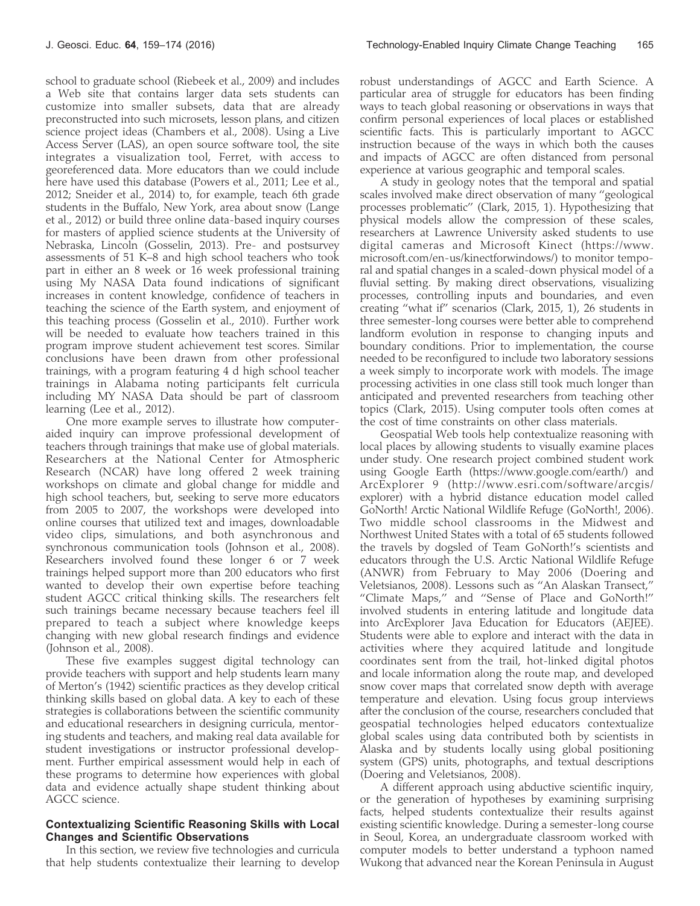school to graduate school (Riebeek et al., 2009) and includes a Web site that contains larger data sets students can customize into smaller subsets, data that are already preconstructed into such microsets, lesson plans, and citizen science project ideas (Chambers et al., 2008). Using a Live Access Server (LAS), an open source software tool, the site integrates a visualization tool, Ferret, with access to georeferenced data. More educators than we could include here have used this database (Powers et al., 2011; Lee et al., 2012; Sneider et al., 2014) to, for example, teach 6th grade students in the Buffalo, New York, area about snow (Lange et al., 2012) or build three online data-based inquiry courses for masters of applied science students at the University of Nebraska, Lincoln (Gosselin, 2013). Pre- and postsurvey assessments of 51 K–8 and high school teachers who took part in either an 8 week or 16 week professional training using My NASA Data found indications of significant increases in content knowledge, confidence of teachers in teaching the science of the Earth system, and enjoyment of this teaching process (Gosselin et al., 2010). Further work will be needed to evaluate how teachers trained in this program improve student achievement test scores. Similar conclusions have been drawn from other professional trainings, with a program featuring 4 d high school teacher trainings in Alabama noting participants felt curricula including MY NASA Data should be part of classroom learning (Lee et al., 2012).

One more example serves to illustrate how computer-aided inquiry can improve professional development of teachers through trainings that make use of global materials. Researchers at the National Center for Atmospheric Research (NCAR) have long offered 2 week training workshops on climate and global change for middle and high school teachers, but, seeking to serve more educators from 2005 to 2007, the workshops were developed into online courses that utilized text and images, downloadable video clips, simulations, and both asynchronous and synchronous communication tools (Johnson et al., 2008). Researchers involved found these longer 6 or 7 week trainings helped support more than 200 educators who first wanted to develop their own expertise before teaching student AGCC critical thinking skills. The researchers felt such trainings became necessary because teachers feel ill prepared to teach a subject where knowledge keeps changing with new global research findings and evidence (Johnson et al., 2008).

These five examples suggest digital technology can provide teachers with support and help students learn many of Merton's (1942) scientific practices as they develop critical thinking skills based on global data. A key to each of these strategies is collaborations between the scientific community and educational researchers in designing curricula, mentoring students and teachers, and making real data available for student investigations or instructor professional development. Further empirical assessment would help in each of these programs to determine how experiences with global data and evidence actually shape student thinking about AGCC science.

### Contextualizing Scientific Reasoning Skills with Local Changes and Scientific Observations

In this section, we review five technologies and curricula that help students contextualize their learning to develop robust understandings of AGCC and Earth Science. A particular area of struggle for educators has been finding ways to teach global reasoning or observations in ways that confirm personal experiences of local places or established scientific facts. This is particularly important to AGCC instruction because of the ways in which both the causes and impacts of AGCC are often distanced from personal experience at various geographic and temporal scales.

A study in geology notes that the temporal and spatial scales involved make direct observation of many "geological processes problematic" (Clark, 2015, 1). Hypothesizing that physical models allow the compression of these scales, researchers at Lawrence University asked students to use digital cameras and Microsoft Kinect (https://www.microsoft.com/en-us/kinectforwindows/) to monitor temporal and spatial changes in a scaled-down physical model of a fluvial setting. By making direct observations, visualizing processes, controlling inputs and boundaries, and even creating "what if" scenarios (Clark, 2015, 1), 26 students in three semester-long courses were better able to comprehend landform evolution in response to changing inputs and boundary conditions. Prior to implementation, the course needed to be reconfigured to include two laboratory sessions a week simply to incorporate work with models. The image processing activities in one class still took much longer than anticipated and prevented researchers from teaching other topics (Clark, 2015). Using computer tools often comes at the cost of time constraints on other class materials.

Geospatial Web tools help contextualize reasoning with local places by allowing students to visually examine places under study. One research project combined student work using Google Earth (https://www.google.com/earth/) and ArcExplorer 9 (http://www.esri.com/software/arcgis/explorer) with a hybrid distance education model called GoNorth! Arctic National Wildlife Refuge (GoNorth!, 2006). Two middle school classrooms in the Midwest and Northwest United States with a total of 65 students followed the travels by dogsled of Team GoNorth!'s scientists and educators through the U.S. Arctic National Wildlife Refuge (ANWR) from February to May 2006 (Doering and Veletsianos, 2008). Lessons such as "An Alaskan Transect," "Climate Maps," and "Sense of Place and GoNorth!" involved students in entering latitude and longitude data into ArcExplorer Java Education for Educators (AEJEE). Students were able to explore and interact with the data in activities where they acquired latitude and longitude coordinates sent from the trail, hot-linked digital photos and locale information along the route map, and developed snow cover maps that correlated snow depth with average temperature and elevation. Using focus group interviews after the conclusion of the course, researchers concluded that geospatial technologies helped educators contextualize global scales using data contributed both by scientists in Alaska and by students locally using global positioning system (GPS) units, photographs, and textual descriptions (Doering and Veletsianos, 2008).

A different approach using abductive scientific inquiry, or the generation of hypotheses by examining surprising facts, helped students contextualize their results against existing scientific knowledge. During a semester-long course in Seoul, Korea, an undergraduate classroom worked with computer models to better understand a typhoon named Wukong that advanced near the Korean Peninsula in August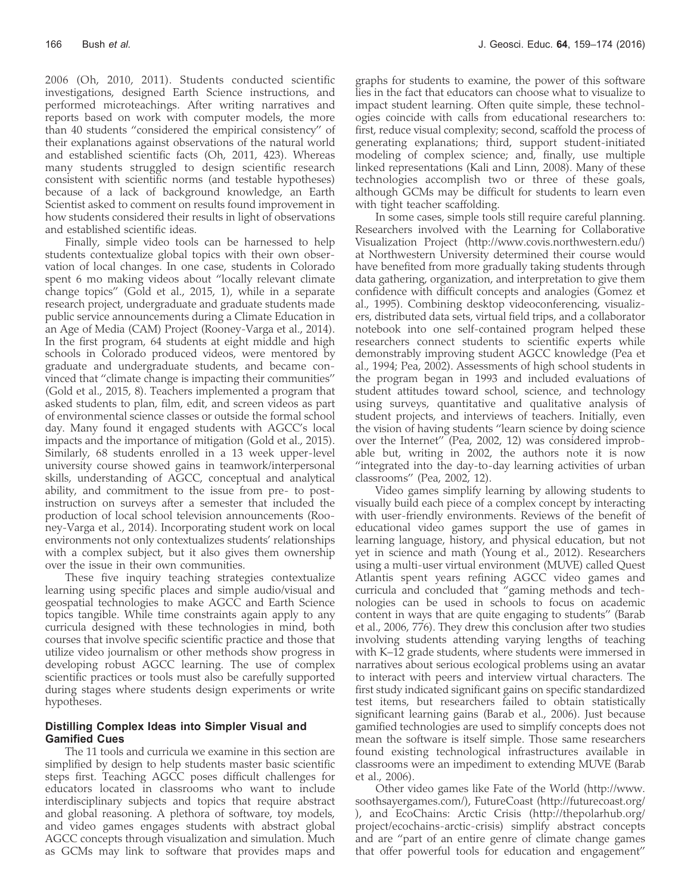2006 (Oh, 2010, 2011). Students conducted scientific investigations, designed Earth Science instructions, and performed microteachings. After writing narratives and reports based on work with computer models, the more than 40 students "considered the empirical consistency" of their explanations against observations of the natural world and established scientific facts (Oh, 2011, 423). Whereas many students struggled to design scientific research consistent with scientific norms (and testable hypotheses) because of a lack of background knowledge, an Earth Scientist asked to comment on results found improvement in how students considered their results in light of observations and established scientific ideas.

Finally, simple video tools can be harnessed to help students contextualize global topics with their own observation of local changes. In one case, students in Colorado spent 6 mo making videos about "locally relevant climate change topics" (Gold et al., 2015, 1), while in a separate research project, undergraduate and graduate students made public service announcements during a Climate Education in an Age of Media (CAM) Project (Rooney-Varga et al., 2014). In the first program, 64 students at eight middle and high schools in Colorado produced videos, were mentored by graduate and undergraduate students, and became convinced that "climate change is impacting their communities" (Gold et al., 2015, 8). Teachers implemented a program that asked students to plan, film, edit, and screen videos as part of environmental science classes or outside the formal school day. Many found it engaged students with AGCC's local impacts and the importance of mitigation (Gold et al., 2015). Similarly, 68 students enrolled in a 13 week upper-level university course showed gains in teamwork/interpersonal skills, understanding of AGCC, conceptual and analytical ability, and commitment to the issue from pre- to post-instruction on surveys after a semester that included the production of local school television announcements (Rooney-Varga et al., 2014). Incorporating student work on local environments not only contextualizes students' relationships with a complex subject, but it also gives them ownership over the issue in their own communities.

These five inquiry teaching strategies contextualize learning using specific places and simple audio/visual and geospatial technologies to make AGCC and Earth Science topics tangible. While time constraints again apply to any curricula designed with these technologies in mind, both courses that involve specific scientific practice and those that utilize video journalism or other methods show progress in developing robust AGCC learning. The use of complex scientific practices or tools must also be carefully supported during stages where students design experiments or write hypotheses.

### Distilling Complex Ideas into Simpler Visual and Gamified Cues

The 11 tools and curricula we examine in this section are simplified by design to help students master basic scientific steps first. Teaching AGCC poses difficult challenges for educators located in classrooms who want to include interdisciplinary subjects and topics that require abstract and global reasoning. A plethora of software, toy models, and video games engages students with abstract global AGCC concepts through visualization and simulation. Much as GCMs may link to software that provides maps and graphs for students to examine, the power of this software lies in the fact that educators can choose what to visualize to impact student learning. Often quite simple, these technologies coincide with calls from educational researchers to: first, reduce visual complexity; second, scaffold the process of generating explanations; third, support student-initiated modeling of complex science; and, finally, use multiple linked representations (Kali and Linn, 2008). Many of these technologies accomplish two or three of these goals, although GCMs may be difficult for students to learn even with tight teacher scaffolding.

In some cases, simple tools still require careful planning. Researchers involved with the Learning for Collaborative Visualization Project (http://www.covis.northwestern.edu/) at Northwestern University determined their course would have benefited from more gradually taking students through data gathering, organization, and interpretation to give them confidence with difficult concepts and analogies (Gomez et al., 1995). Combining desktop videoconferencing, visualizers, distributed data sets, virtual field trips, and a collaborator notebook into one self-contained program helped these researchers connect students to scientific experts while demonstrably improving student AGCC knowledge (Pea et al., 1994; Pea, 2002). Assessments of high school students in the program began in 1993 and included evaluations of student attitudes toward school, science, and technology using surveys, quantitative and qualitative analysis of student projects, and interviews of teachers. Initially, even the vision of having students "learn science by doing science over the Internet" (Pea, 2002, 12) was considered improbable but, writing in 2002, the authors note it is now "integrated into the day-to-day learning activities of urban classrooms" (Pea, 2002, 12).

Video games simplify learning by allowing students to visually build each piece of a complex concept by interacting with user-friendly environments. Reviews of the benefit of educational video games support the use of games in learning language, history, and physical education, but not yet in science and math (Young et al., 2012). Researchers using a multi-user virtual environment (MUVE) called Quest Atlantis spent years refining AGCC video games and curricula and concluded that "gaming methods and technologies can be used in schools to focus on academic content in ways that are quite engaging to students" (Barab et al., 2006, 776). They drew this conclusion after two studies involving students attending varying lengths of teaching with K–12 grade students, where students were immersed in narratives about serious ecological problems using an avatar to interact with peers and interview virtual characters. The first study indicated significant gains on specific standardized test items, but researchers failed to obtain statistically significant learning gains (Barab et al., 2006). Just because gamified technologies are used to simplify concepts does not mean the software is itself simple. Those same researchers found existing technological infrastructures available in classrooms were an impediment to extending MUVE (Barab et al., 2006).

Other video games like Fate of the World (http://www.soothsayergames.com/), FutureCoast (http://futurecoast.org/), and EcoChains: Arctic Crisis (http://thepolarhub.org/project/ecochains-arctic-crisis) simplify abstract concepts and are "part of an entire genre of climate change games that offer powerful tools for education and engagement"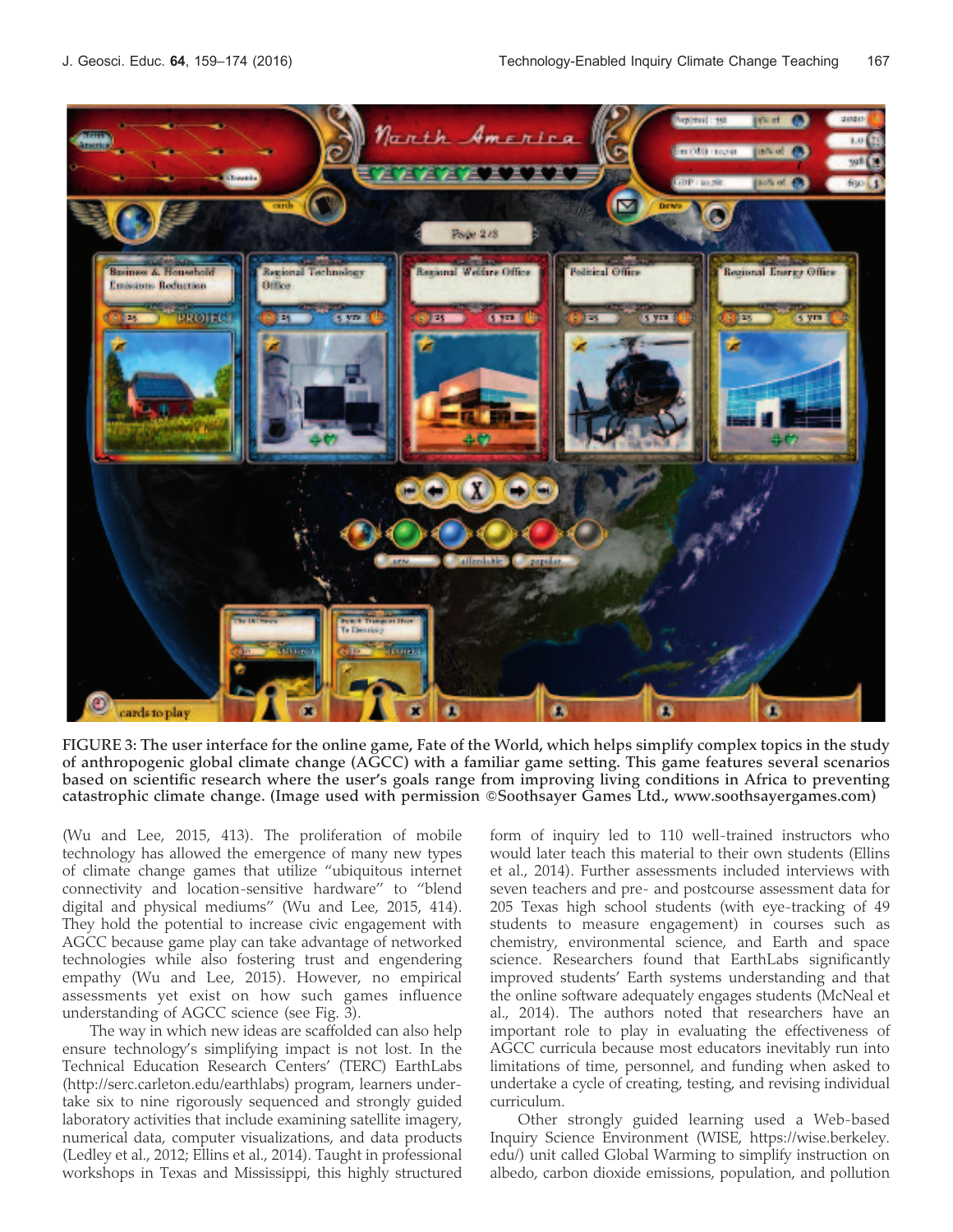FIGURE 3: The user interface for the online game, Fate of the World, which helps simplify complex topics in the study of anthropogenic global climate change (AGCC) with a familiar game setting. This game features several scenarios based on scientific research where the user's goals range from improving living conditions in Africa to preventing catastrophic climate change. (Image used with permission ©Soothsayer Games Ltd., www.soothsayergames.com)

(Wu and Lee, 2015, 413). The proliferation of mobile technology has allowed the emergence of many new types of climate change games that utilize "ubiquitous internet connectivity and location-sensitive hardware" to "blend digital and physical mediums" (Wu and Lee, 2015, 414). They hold the potential to increase civic engagement with AGCC because game play can take advantage of networked technologies while also fostering trust and engendering empathy (Wu and Lee, 2015). However, no empirical assessments yet exist on how such games influence understanding of AGCC science (see Fig. 3).

The way in which new ideas are scaffolded can also help ensure technology's simplifying impact is not lost. In the Technical Education Research Centers' (TERC) EarthLabs (http://serc.carleton.edu/earthlabs) program, learners undertake six to nine rigorously sequenced and strongly guided laboratory activities that include examining satellite imagery, numerical data, computer visualizations, and data products (Ledley et al., 2012; Ellins et al., 2014). Taught in professional workshops in Texas and Mississippi, this highly structured form of inquiry led to 110 well-trained instructors who would later teach this material to their own students (Ellins et al., 2014). Further assessments included interviews with seven teachers and pre- and postcourse assessment data for 205 Texas high school students (with eye-tracking of 49 students to measure engagement) in courses such as chemistry, environmental science, and Earth and space science. Researchers found that EarthLabs significantly improved students' Earth systems understanding and that the online software adequately engages students (McNeal et al., 2014). The authors noted that researchers have an important role to play in evaluating the effectiveness of AGCC curricula because most educators inevitably run into limitations of time, personnel, and funding when asked to undertake a cycle of creating, testing, and revising individual curriculum.

Other strongly guided learning used a Web-based Inquiry Science Environment (WISE, https://wise.berkeley.edu/) unit called Global Warming to simplify instruction on albedo, carbon dioxide emissions, population, and pollution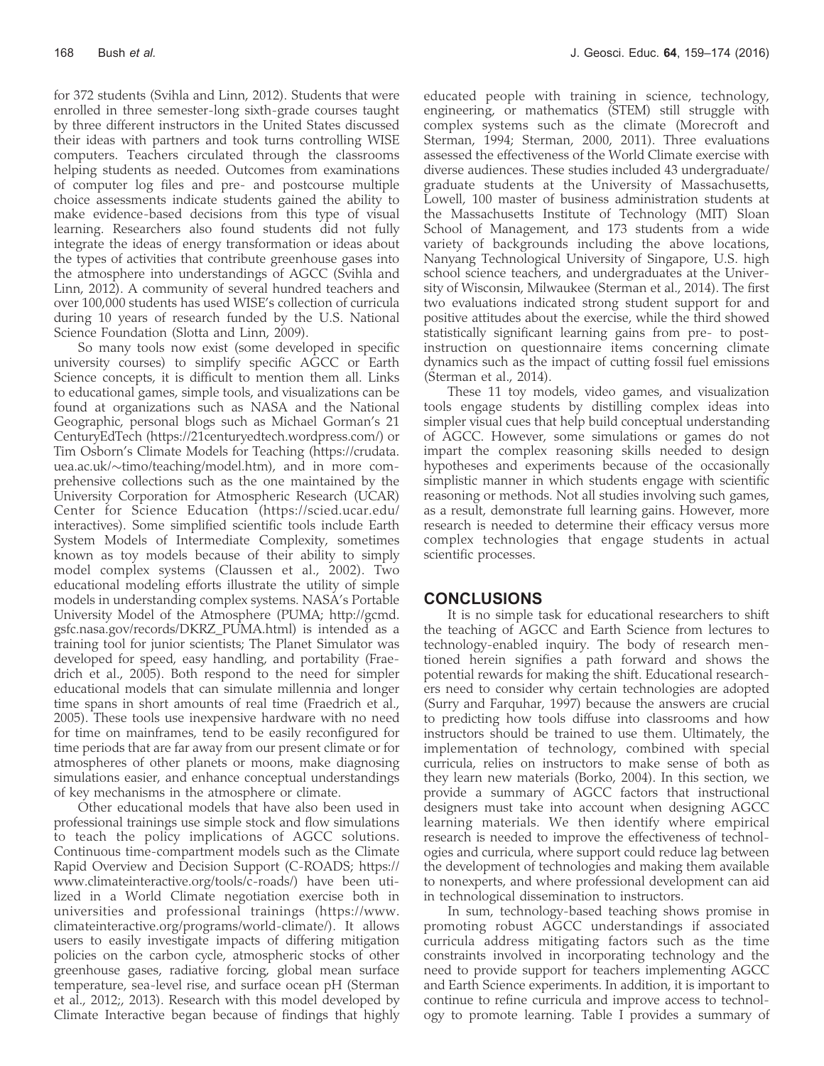for 372 students (Svihla and Linn, 2012). Students that were enrolled in three semester-long sixth-grade courses taught by three different instructors in the United States discussed their ideas with partners and took turns controlling WISE computers. Teachers circulated through the classrooms helping students as needed. Outcomes from examinations of computer log files and pre- and postcourse multiple choice assessments indicate students gained the ability to make evidence-based decisions from this type of visual learning. Researchers also found students did not fully integrate the ideas of energy transformation or ideas about the types of activities that contribute greenhouse gases into the atmosphere into understandings of AGCC (Svihla and Linn, 2012). A community of several hundred teachers and over 100,000 students has used WISE's collection of curricula during 10 years of research funded by the U.S. National Science Foundation (Slotta and Linn, 2009).

So many tools now exist (some developed in specific university courses) to simplify specific AGCC or Earth Science concepts, it is difficult to mention them all. Links to educational games, simple tools, and visualizations can be found at organizations such as NASA and the National Geographic, personal blogs such as Michael Gorman's 21 CenturyEdTech (https://21centuryedtech.wordpress.com/) or Tim Osborn's Climate Models for Teaching (https://crudata.uea.ac.uk/~timo/teaching/model.htm), and in more comprehensive collections such as the one maintained by the University Corporation for Atmospheric Research (UCAR) Center for Science Education (https://scied.ucar.edu/interactives). Some simplified scientific tools include Earth System Models of Intermediate Complexity, sometimes known as toy models because of their ability to simply model complex systems (Claussen et al., 2002). Two educational modeling efforts illustrate the utility of simple models in understanding complex systems. NASA's Portable University Model of the Atmosphere (PUMA; http://gcmd.gsfc.nasa.gov/records/DKRZ_PUMA.html) is intended as a training tool for junior scientists; The Planet Simulator was developed for speed, easy handling, and portability (Fraedrich et al., 2005). Both respond to the need for simpler educational models that can simulate millennia and longer time spans in short amounts of real time (Fraedrich et al., 2005). These tools use inexpensive hardware with no need for time on mainframes, tend to be easily reconfigured for time periods that are far away from our present climate or for atmospheres of other planets or moons, make diagnosing simulations easier, and enhance conceptual understandings of key mechanisms in the atmosphere or climate.

Other educational models that have also been used in professional trainings use simple stock and flow simulations to teach the policy implications of AGCC solutions. Continuous time-compartment models such as the Climate Rapid Overview and Decision Support (C-ROADS; https://www.climateinteractive.org/tools/c-roads/) have been utilized in a World Climate negotiation exercise both in universities and professional trainings (https://www.climateinteractive.org/programs/world-climate/). It allows users to easily investigate impacts of differing mitigation policies on the carbon cycle, atmospheric stocks of other greenhouse gases, radiative forcing, global mean surface temperature, sea-level rise, and surface ocean pH (Sterman et al., 2012;, 2013). Research with this model developed by Climate Interactive began because of findings that highly educated people with training in science, technology, engineering, or mathematics (STEM) still struggle with complex systems such as the climate (Morecroft and Sterman, 1994; Sterman, 2000, 2011). Three evaluations assessed the effectiveness of the World Climate exercise with diverse audiences. These studies included 43 undergraduate/graduate students at the University of Massachusetts, Lowell, 100 master of business administration students at the Massachusetts Institute of Technology (MIT) Sloan School of Management, and 173 students from a wide variety of backgrounds including the above locations, Nanyang Technological University of Singapore, U.S. high school science teachers, and undergraduates at the University of Wisconsin, Milwaukee (Sterman et al., 2014). The first two evaluations indicated strong student support for and positive attitudes about the exercise, while the third showed statistically significant learning gains from pre- to postinstruction on questionnaire items concerning climate dynamics such as the impact of cutting fossil fuel emissions (Sterman et al., 2014).

These 11 toy models, video games, and visualization tools engage students by distilling complex ideas into simpler visual cues that help build conceptual understanding of AGCC. However, some simulations or games do not impart the complex reasoning skills needed to design hypotheses and experiments because of the occasionally simplistic manner in which students engage with scientific reasoning or methods. Not all studies involving such games, as a result, demonstrate full learning gains. However, more research is needed to determine their efficacy versus more complex technologies that engage students in actual scientific processes.

## CONCLUSIONS

It is no simple task for educational researchers to shift the teaching of AGCC and Earth Science from lectures to technology-enabled inquiry. The body of research mentioned herein signifies a path forward and shows the potential rewards for making the shift. Educational researchers need to consider why certain technologies are adopted (Surry and Farquhar, 1997) because the answers are crucial to predicting how tools diffuse into classrooms and how instructors should be trained to use them. Ultimately, the implementation of technology, combined with special curricula, relies on instructors to make sense of both as they learn new materials (Borko, 2004). In this section, we provide a summary of AGCC factors that instructional designers must take into account when designing AGCC learning materials. We then identify where empirical research is needed to improve the effectiveness of technologies and curricula, where support could reduce lag between the development of technologies and making them available to nonexperts, and where professional development can aid in technological dissemination to instructors.

In sum, technology-based teaching shows promise in promoting robust AGCC understandings if associated curricula address mitigating factors such as the time constraints involved in incorporating technology and the need to provide support for teachers implementing AGCC and Earth Science experiments. In addition, it is important to continue to refine curricula and improve access to technology to promote learning. Table I provides a summary of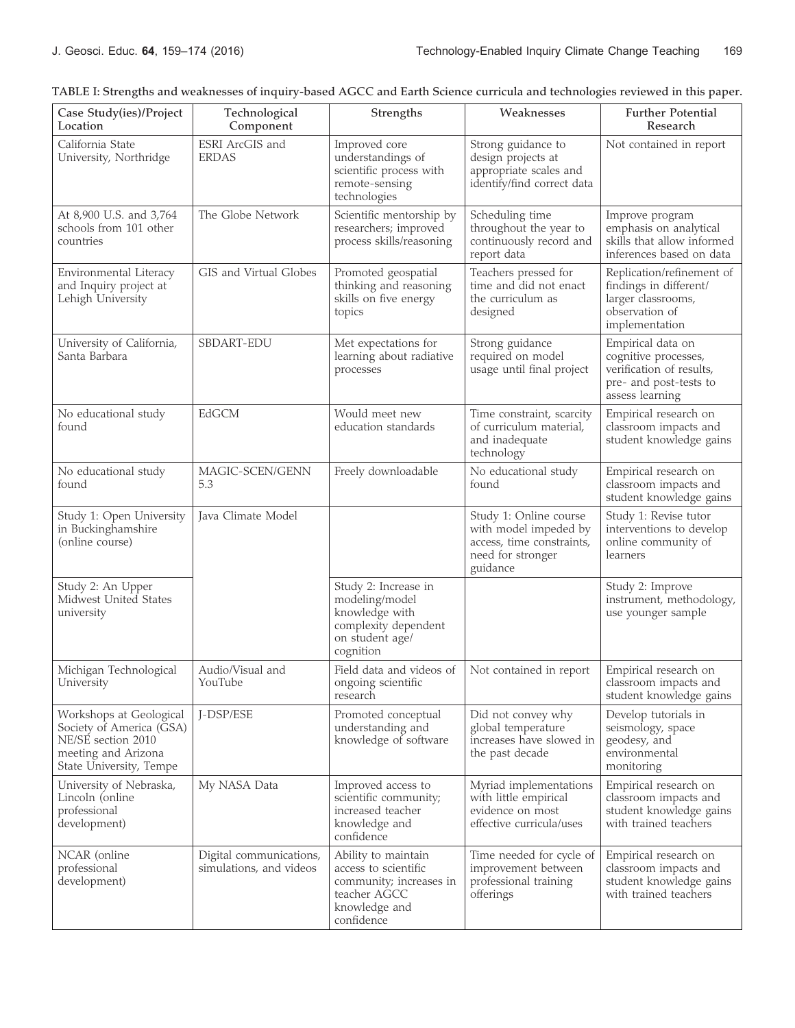**TABLE I: Strengths and weaknesses of inquiry-based AGCC and Earth Science curricula and technologies reviewed in this paper.**

| Case Study(ies)/Project Location | Technological Component | Strengths | Weaknesses | Further Potential Research |
|---|---|---|---|---|
| California State University, Northridge | ESRI ArcGIS and ERDAS | Improved core understandings of scientific process with remote-sensing technologies | Strong guidance to design projects at appropriate scales and identify/find correct data | Not contained in report |
| At 8,900 U.S. and 3,764 schools from 101 other countries | The Globe Network | Scientific mentorship by researchers; improved process skills/reasoning | Scheduling time throughout the year to continuously record and report data | Improve program emphasis on analytical skills that allow informed inferences based on data |
| Environmental Literacy and Inquiry project at Lehigh University | GIS and Virtual Globes | Promoted geospatial thinking and reasoning skills on five energy topics | Teachers pressed for time and did not enact the curriculum as designed | Replication/refinement of findings in different/ larger classrooms, observation of implementation |
| University of California, Santa Barbara | SBDART-EDU | Met expectations for learning about radiative processes | Strong guidance required on model usage until final project | Empirical data on cognitive processes, verification of results, pre- and post-tests to assess learning |
| No educational study found | EdGCM | Would meet new education standards | Time constraint, scarcity of curriculum material, and inadequate technology | Empirical research on classroom impacts and student knowledge gains |
| No educational study found | MAGIC-SCEN/GENN 5.3 | Freely downloadable | No educational study found | Empirical research on classroom impacts and student knowledge gains |
| Study 1: Open University in Buckinghamshire (online course) | Java Climate Model | | Study 1: Online course with model impeded by access, time constraints, need for stronger guidance | Study 1: Revise tutor interventions to develop online community of learners |
| Study 2: An Upper Midwest United States university | | Study 2: Increase in modeling/model knowledge with complexity dependent on student age/ cognition | | Study 2: Improve instrument, methodology, use younger sample |
| Michigan Technological University | Audio/Visual and YouTube | Field data and videos of ongoing scientific research | Not contained in report | Empirical research on classroom impacts and student knowledge gains |
| Workshops at Geological Society of America (GSA) NE/SE section 2010 meeting and Arizona State University, Tempe | J-DSP/ESE | Promoted conceptual understanding and knowledge of software | Did not convey why global temperature increases have slowed in the past decade | Develop tutorials in seismology, space geodesy, and environmental monitoring |
| University of Nebraska, Lincoln (online professional development) | My NASA Data | Improved access to scientific community; increased teacher knowledge and confidence | Myriad implementations with little empirical evidence on most effective curricula/uses | Empirical research on classroom impacts and student knowledge gains with trained teachers |
| NCAR (online professional development) | Digital communications, simulations, and videos | Ability to maintain access to scientific community; increases in teacher AGCC knowledge and confidence | Time needed for cycle of improvement between professional training offerings | Empirical research on classroom impacts and student knowledge gains with trained teachers |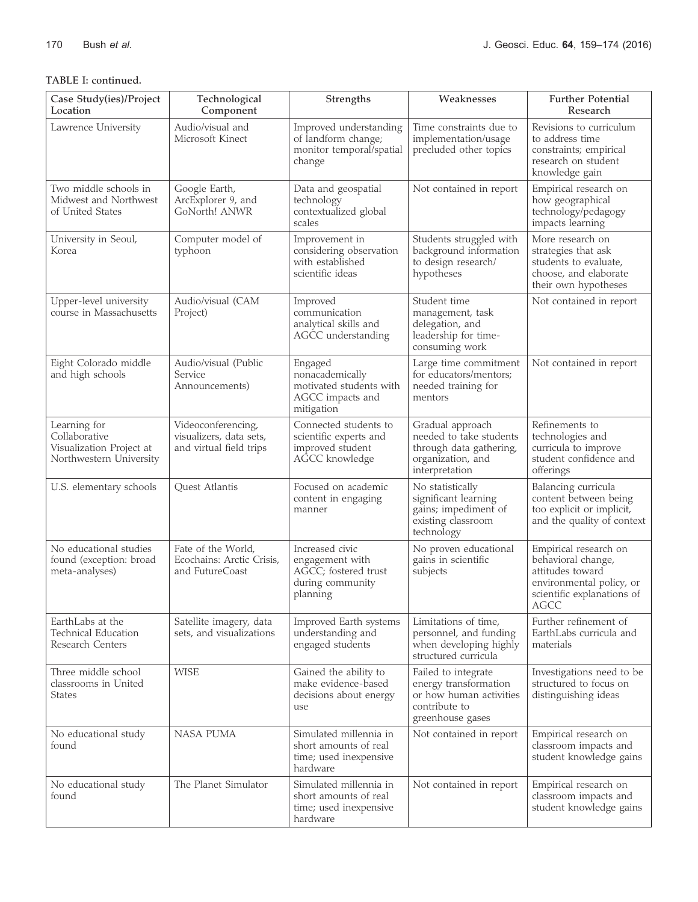**TABLE I: continued.**

| Case Study(ies)/Project Location | Technological Component | Strengths | Weaknesses | Further Potential Research |
| --- | --- | --- | --- | --- |
| Lawrence University | Audio/visual and Microsoft Kinect | Improved understanding of landform change; monitor temporal/spatial change | Time constraints due to implementation/usage precluded other topics | Revisions to curriculum to address time constraints; empirical research on student knowledge gain |
| Two middle schools in Midwest and Northwest of United States | Google Earth, ArcExplorer 9, and GoNorth! ANWR | Data and geospatial technology contextualized global scales | Not contained in report | Empirical research on how geographical technology/pedagogy impacts learning |
| University in Seoul, Korea | Computer model of typhoon | Improvement in considering observation with established scientific ideas | Students struggled with background information to design research/hypotheses | More research on strategies that ask students to evaluate, choose, and elaborate their own hypotheses |
| Upper-level university course in Massachusetts | Audio/visual (CAM Project) | Improved communication analytical skills and AGCC understanding | Student time management, task delegation, and leadership for time-consuming work | Not contained in report |
| Eight Colorado middle and high schools | Audio/visual (Public Service Announcements) | Engaged nonacademically motivated students with AGCC impacts and mitigation | Large time commitment for educators/mentors; needed training for mentors | Not contained in report |
| Learning for Collaborative Visualization Project at Northwestern University | Videoconferencing, visualizers, data sets, and virtual field trips | Connected students to scientific experts and improved student AGCC knowledge | Gradual approach needed to take students through data gathering, organization, and interpretation | Refinements to technologies and curricula to improve student confidence and offerings |
| U.S. elementary schools | Quest Atlantis | Focused on academic content in engaging manner | No statistically significant learning gains; impediment of existing classroom technology | Balancing curricula content between being too explicit or implicit, and the quality of context |
| No educational studies found (exception: broad meta-analyses) | Fate of the World, Ecochains: Arctic Crisis, and FutureCoast | Increased civic engagement with AGCC; fostered trust during community planning | No proven educational gains in scientific subjects | Empirical research on behavioral change, attitudes toward environmental policy, or scientific explanations of AGCC |
| EarthLabs at the Technical Education Research Centers | Satellite imagery, data sets, and visualizations | Improved Earth systems understanding and engaged students | Limitations of time, personnel, and funding when developing highly structured curricula | Further refinement of EarthLabs curricula and materials |
| Three middle school classrooms in United States | WISE | Gained the ability to make evidence-based decisions about energy use | Failed to integrate energy transformation or how human activities contribute to greenhouse gases | Investigations need to be structured to focus on distinguishing ideas |
| No educational study found | NASA PUMA | Simulated millennia in short amounts of real time; used inexpensive hardware | Not contained in report | Empirical research on classroom impacts and student knowledge gains |
| No educational study found | The Planet Simulator | Simulated millennia in short amounts of real time; used inexpensive hardware | Not contained in report | Empirical research on classroom impacts and student knowledge gains |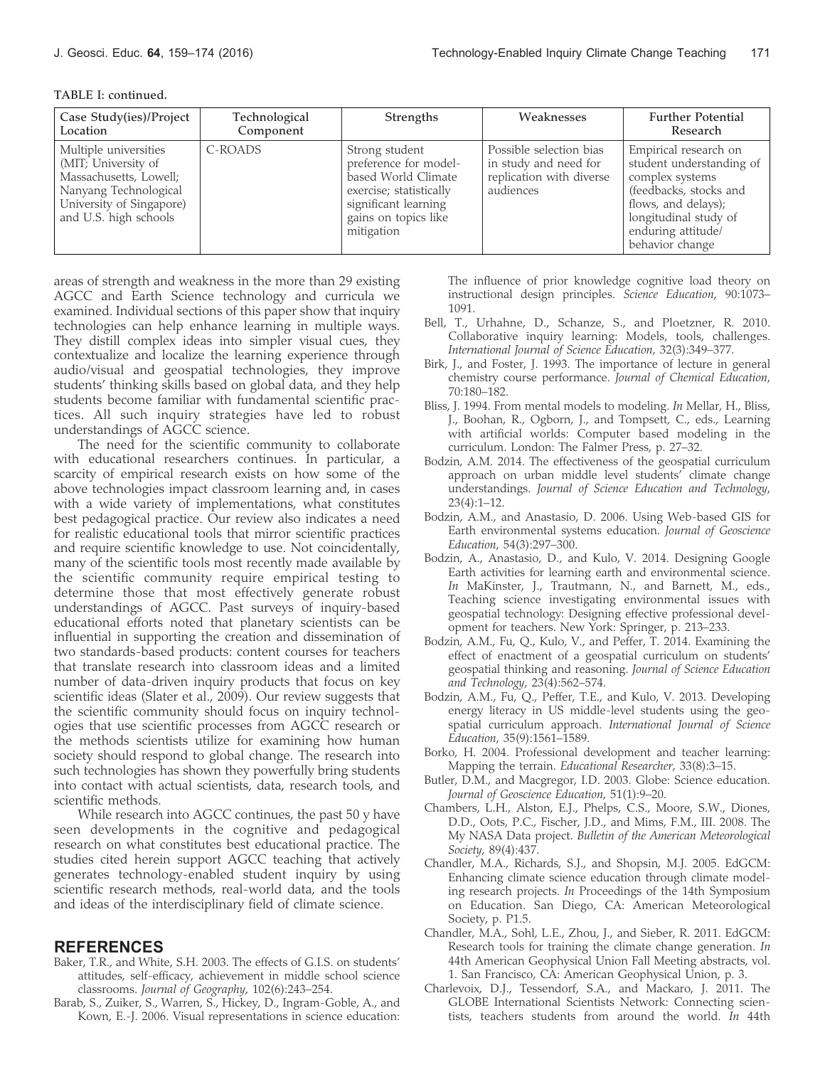TABLE I: continued.

| Case Study(ies)/Project Location | Technological Component | Strengths | Weaknesses | Further Potential Research |
|---|---|---|---|---|
| Multiple universities (MIT; University of Massachusetts, Lowell; Nanyang Technological University of Singapore) and U.S. high schools | C-ROADS | Strong student preference for model-based World Climate exercise; statistically significant learning gains on topics like mitigation | Possible selection bias in study and need for replication with diverse audiences | Empirical research on student understanding of complex systems (feedbacks, stocks and flows, and delays); longitudinal study of enduring attitude/ behavior change |

areas of strength and weakness in the more than 29 existing AGCC and Earth Science technology and curricula we examined. Individual sections of this paper show that inquiry technologies can help enhance learning in multiple ways. They distill complex ideas into simpler visual cues, they contextualize and localize the learning experience through audio/visual and geospatial technologies, they improve students' thinking skills based on global data, and they help students become familiar with fundamental scientific practices. All such inquiry strategies have led to robust understandings of AGCC science.

The need for the scientific community to collaborate with educational researchers continues. In particular, a scarcity of empirical research exists on how some of the above technologies impact classroom learning and, in cases with a wide variety of implementations, what constitutes best pedagogical practice. Our review also indicates a need for realistic educational tools that mirror scientific practices and require scientific knowledge to use. Not coincidentally, many of the scientific tools most recently made available by the scientific community require empirical testing to determine those that most effectively generate robust understandings of AGCC. Past surveys of inquiry-based educational efforts noted that planetary scientists can be influential in supporting the creation and dissemination of two standards-based products: content courses for teachers that translate research into classroom ideas and a limited number of data-driven inquiry products that focus on key scientific ideas (Slater et al., 2009). Our review suggests that the scientific community should focus on inquiry technologies that use scientific processes from AGCC research or the methods scientists utilize for examining how human society should respond to global change. The research into such technologies has shown they powerfully bring students into contact with actual scientists, data, research tools, and scientific methods.

While research into AGCC continues, the past 50 y have seen developments in the cognitive and pedagogical research on what constitutes best educational practice. The studies cited herein support AGCC teaching that actively generates technology-enabled student inquiry by using scientific research methods, real-world data, and the tools and ideas of the interdisciplinary field of climate science.

## REFERENCES

Baker, T.R., and White, S.H. 2003. The effects of G.I.S. on students' attitudes, self-efficacy, achievement in middle school science classrooms. *Journal of Geography*, 102(6):243–254.

Barab, S., Zuiker, S., Warren, S., Hickey, D., Ingram-Goble, A., and Kown, E.-J. 2006. Visual representations in science education: The influence of prior knowledge cognitive load theory on instructional design principles. *Science Education*, 90:1073–1091.

Bell, T., Urhahne, D., Schanze, S., and Ploetzner, R. 2010. Collaborative inquiry learning: Models, tools, challenges. *International Journal of Science Education*, 32(3):349–377.

Birk, J., and Foster, J. 1993. The importance of lecture in general chemistry course performance. *Journal of Chemical Education*, 70:180–182.

Bliss, J. 1994. From mental models to modeling. *In* Mellar, H., Bliss, J., Boohan, R., Ogborn, J., and Tompsett, C., eds., Learning with artificial worlds: Computer based modeling in the curriculum. London: The Falmer Press, p. 27–32.

Bodzin, A.M. 2014. The effectiveness of the geospatial curriculum approach on urban middle level students' climate change understandings. *Journal of Science Education and Technology*, 23(4):1–12.

Bodzin, A.M., and Anastasio, D. 2006. Using Web-based GIS for Earth environmental systems education. *Journal of Geoscience Education*, 54(3):297–300.

Bodzin, A., Anastasio, D., and Kulo, V. 2014. Designing Google Earth activities for learning earth and environmental science. *In* MaKinster, J., Trautmann, N., and Barnett, M., eds., Teaching science investigating environmental issues with geospatial technology: Designing effective professional development for teachers. New York: Springer, p. 213–233.

Bodzin, A.M., Fu, Q., Kulo, V., and Peffer, T. 2014. Examining the effect of enactment of a geospatial curriculum on students' geospatial thinking and reasoning. *Journal of Science Education and Technology*, 23(4):562–574.

Bodzin, A.M., Fu, Q., Peffer, T.E., and Kulo, V. 2013. Developing energy literacy in US middle-level students using the geospatial curriculum approach. *International Journal of Science Education*, 35(9):1561–1589.

Borko, H. 2004. Professional development and teacher learning: Mapping the terrain. *Educational Researcher*, 33(8):3–15.

Butler, D.M., and Macgregor, I.D. 2003. Globe: Science education. *Journal of Geoscience Education*, 51(1):9–20.

Chambers, L.H., Alston, E.J., Phelps, C.S., Moore, S.W., Diones, D.D., Oots, P.C., Fischer, J.D., and Mims, F.M., III. 2008. The My NASA Data project. *Bulletin of the American Meteorological Society*, 89(4):437.

Chandler, M.A., Richards, S.J., and Shopsin, M.J. 2005. EdGCM: Enhancing climate science education through climate modeling research projects. *In* Proceedings of the 14th Symposium on Education. San Diego, CA: American Meteorological Society, p. P1.5.

Chandler, M.A., Sohl, L.E., Zhou, J., and Sieber, R. 2011. EdGCM: Research tools for training the climate change generation. *In* 44th American Geophysical Union Fall Meeting abstracts, vol. 1. San Francisco, CA: American Geophysical Union, p. 3.

Charlevoix, D.J., Tessendorf, S.A., and Mackaro, J. 2011. The GLOBE International Scientists Network: Connecting scientists, teachers students from around the world. *In* 44th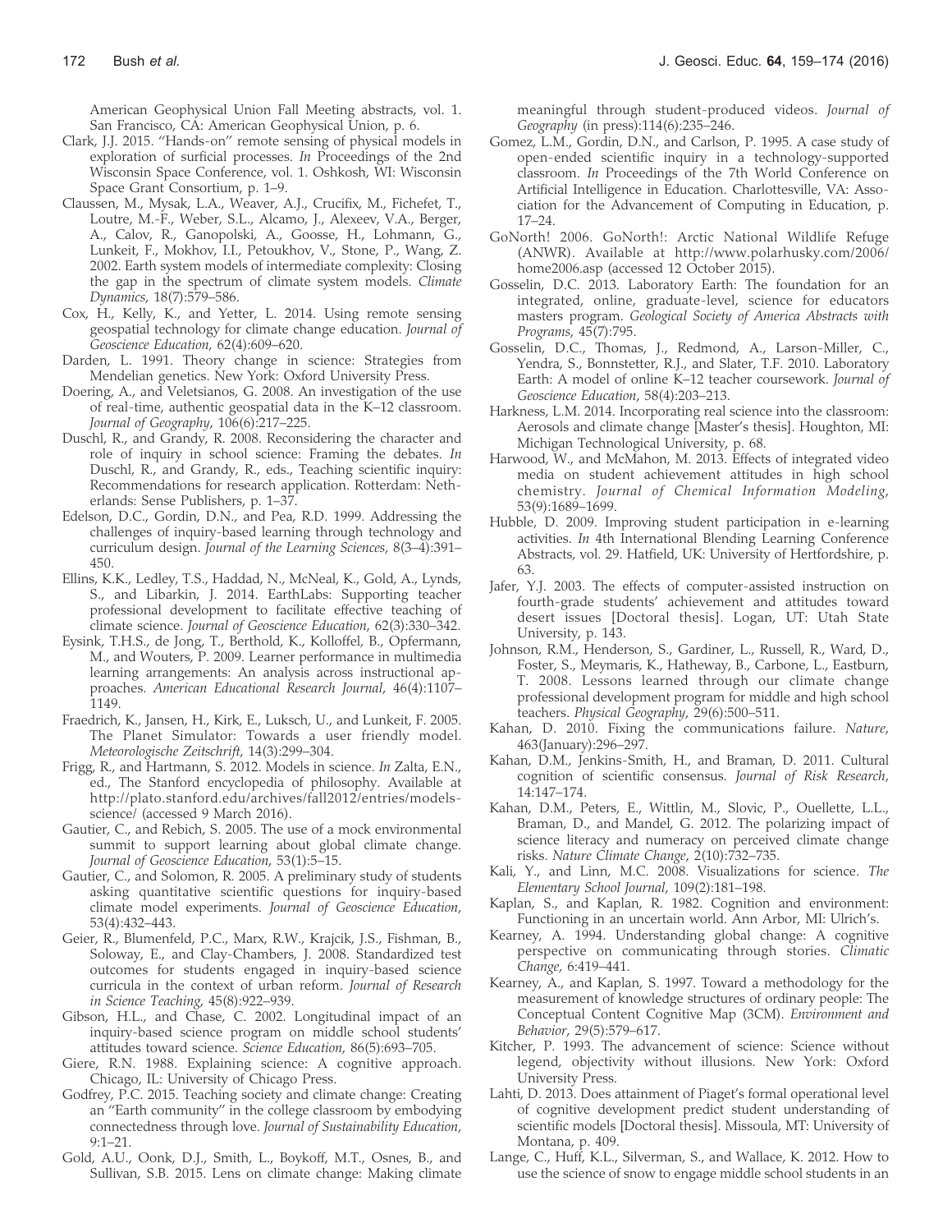American Geophysical Union Fall Meeting abstracts, vol. 1. San Francisco, CA: American Geophysical Union, p. 6.

Clark, J.J. 2015. "Hands-on" remote sensing of physical models in exploration of surficial processes. *In* Proceedings of the 2nd Wisconsin Space Conference, vol. 1. Oshkosh, WI: Wisconsin Space Grant Consortium, p. 1–9.

Claussen, M., Mysak, L.A., Weaver, A.J., Crucifix, M., Fichefet, T., Loutre, M.-F., Weber, S.L., Alcamo, J., Alexeev, V.A., Berger, A., Calov, R., Ganopolski, A., Goosse, H., Lohmann, G., Lunkeit, F., Mokhov, I.I., Petoukhov, V., Stone, P., Wang, Z. 2002. Earth system models of intermediate complexity: Closing the gap in the spectrum of climate system models. *Climate Dynamics*, 18(7):579–586.

Cox, H., Kelly, K., and Yetter, L. 2014. Using remote sensing geospatial technology for climate change education. *Journal of Geoscience Education*, 62(4):609–620.

Darden, L. 1991. Theory change in science: Strategies from Mendelian genetics. New York: Oxford University Press.

Doering, A., and Veletsianos, G. 2008. An investigation of the use of real-time, authentic geospatial data in the K–12 classroom. *Journal of Geography*, 106(6):217–225.

Duschl, R., and Grandy, R. 2008. Reconsidering the character and role of inquiry in school science: Framing the debates. *In* Duschl, R., and Grandy, R., eds., Teaching scientific inquiry: Recommendations for research application. Rotterdam: Netherlands: Sense Publishers, p. 1–37.

Edelson, D.C., Gordin, D.N., and Pea, R.D. 1999. Addressing the challenges of inquiry-based learning through technology and curriculum design. *Journal of the Learning Sciences*, 8(3–4):391–450.

Ellins, K.K., Ledley, T.S., Haddad, N., McNeal, K., Gold, A., Lynds, S., and Libarkin, J. 2014. EarthLabs: Supporting teacher professional development to facilitate effective teaching of climate science. *Journal of Geoscience Education*, 62(3):330–342.

Eysink, T.H.S., de Jong, T., Berthold, K., Kolloffel, B., Opfermann, M., and Wouters, P. 2009. Learner performance in multimedia learning arrangements: An analysis across instructional approaches. *American Educational Research Journal*, 46(4):1107–1149.

Fraedrich, K., Jansen, H., Kirk, E., Luksch, U., and Lunkeit, F. 2005. The Planet Simulator: Towards a user friendly model. *Meteorologische Zeitschrift*, 14(3):299–304.

Frigg, R., and Hartmann, S. 2012. Models in science. *In* Zalta, E.N., ed., The Stanford encyclopedia of philosophy. Available at http://plato.stanford.edu/archives/fall2012/entries/models-science/ (accessed 9 March 2016).

Gautier, C., and Rebich, S. 2005. The use of a mock environmental summit to support learning about global climate change. *Journal of Geoscience Education*, 53(1):5–15.

Gautier, C., and Solomon, R. 2005. A preliminary study of students asking quantitative scientific questions for inquiry-based climate model experiments. *Journal of Geoscience Education*, 53(4):432–443.

Geier, R., Blumenfeld, P.C., Marx, R.W., Krajcik, J.S., Fishman, B., Soloway, E., and Clay-Chambers, J. 2008. Standardized test outcomes for students engaged in inquiry-based science curricula in the context of urban reform. *Journal of Research in Science Teaching*, 45(8):922–939.

Gibson, H.L., and Chase, C. 2002. Longitudinal impact of an inquiry-based science program on middle school students' attitudes toward science. *Science Education*, 86(5):693–705.

Giere, R.N. 1988. Explaining science: A cognitive approach. Chicago, IL: University of Chicago Press.

Godfrey, P.C. 2015. Teaching society and climate change: Creating an "Earth community" in the college classroom by embodying connectedness through love. *Journal of Sustainability Education*, 9:1–21.

Gold, A.U., Oonk, D.J., Smith, L., Boykoff, M.T., Osnes, B., and Sullivan, S.B. 2015. Lens on climate change: Making climate meaningful through student-produced videos. *Journal of Geography* (in press):114(6):235–246.

Gomez, L.M., Gordin, D.N., and Carlson, P. 1995. A case study of open-ended scientific inquiry in a technology-supported classroom. *In* Proceedings of the 7th World Conference on Artificial Intelligence in Education. Charlottesville, VA: Association for the Advancement of Computing in Education, p. 17–24.

GoNorth! 2006. GoNorth!: Arctic National Wildlife Refuge (ANWR). Available at http://www.polarhusky.com/2006/home2006.asp (accessed 12 October 2015).

Gosselin, D.C. 2013. Laboratory Earth: The foundation for an integrated, online, graduate-level, science for educators masters program. *Geological Society of America Abstracts with Programs*, 45(7):795.

Gosselin, D.C., Thomas, J., Redmond, A., Larson-Miller, C., Yendra, S., Bonnstetter, R.J., and Slater, T.F. 2010. Laboratory Earth: A model of online K–12 teacher coursework. *Journal of Geoscience Education*, 58(4):203–213.

Harkness, L.M. 2014. Incorporating real science into the classroom: Aerosols and climate change [Master's thesis]. Houghton, MI: Michigan Technological University, p. 68.

Harwood, W., and McMahon, M. 2013. Effects of integrated video media on student achievement attitudes in high school chemistry. *Journal of Chemical Information Modeling*, 53(9):1689–1699.

Hubble, D. 2009. Improving student participation in e-learning activities. *In* 4th International Blending Learning Conference Abstracts, vol. 29. Hatfield, UK: University of Hertfordshire, p. 63.

Jafer, Y.J. 2003. The effects of computer-assisted instruction on fourth-grade students' achievement and attitudes toward desert issues [Doctoral thesis]. Logan, UT: Utah State University, p. 143.

Johnson, R.M., Henderson, S., Gardiner, L., Russell, R., Ward, D., Foster, S., Meymaris, K., Hatheway, B., Carbone, L., Eastburn, T. 2008. Lessons learned through our climate change professional development program for middle and high school teachers. *Physical Geography*, 29(6):500–511.

Kahan, D. 2010. Fixing the communications failure. *Nature*, 463(January):296–297.

Kahan, D.M., Jenkins-Smith, H., and Braman, D. 2011. Cultural cognition of scientific consensus. *Journal of Risk Research*, 14:147–174.

Kahan, D.M., Peters, E., Wittlin, M., Slovic, P., Ouellette, L.L., Braman, D., and Mandel, G. 2012. The polarizing impact of science literacy and numeracy on perceived climate change risks. *Nature Climate Change*, 2(10):732–735.

Kali, Y., and Linn, M.C. 2008. Visualizations for science. *The Elementary School Journal*, 109(2):181–198.

Kaplan, S., and Kaplan, R. 1982. Cognition and environment: Functioning in an uncertain world. Ann Arbor, MI: Ulrich's.

Kearney, A. 1994. Understanding global change: A cognitive perspective on communicating through stories. *Climatic Change*, 6:419–441.

Kearney, A., and Kaplan, S. 1997. Toward a methodology for the measurement of knowledge structures of ordinary people: The Conceptual Content Cognitive Map (3CM). *Environment and Behavior*, 29(5):579–617.

Kitcher, P. 1993. The advancement of science: Science without legend, objectivity without illusions. New York: Oxford University Press.

Lahti, D. 2013. Does attainment of Piaget's formal operational level of cognitive development predict student understanding of scientific models [Doctoral thesis]. Missoula, MT: University of Montana, p. 409.

Lange, C., Huff, K.L., Silverman, S., and Wallace, K. 2012. How to use the science of snow to engage middle school students in an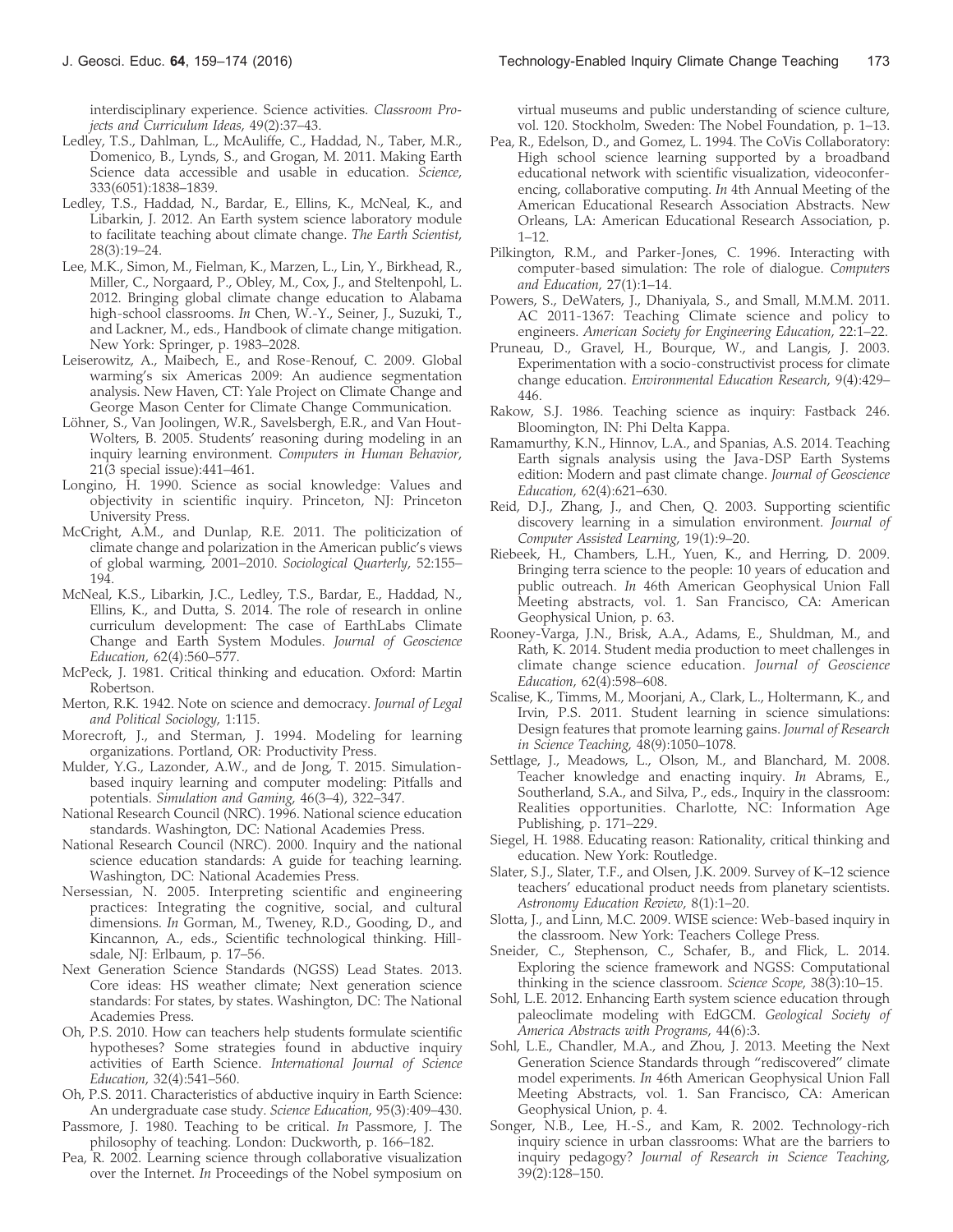interdisciplinary experience. Science activities. *Classroom Projects and Curriculum Ideas*, 49(2):37–43.

Ledley, T.S., Dahlman, L., McAuliffe, C., Haddad, N., Taber, M.R., Domenico, B., Lynds, S., and Grogan, M. 2011. Making Earth Science data accessible and usable in education. *Science*, 333(6051):1838–1839.

Ledley, T.S., Haddad, N., Bardar, E., Ellins, K., McNeal, K., and Libarkin, J. 2012. An Earth system science laboratory module to facilitate teaching about climate change. *The Earth Scientist*, 28(3):19–24.

Lee, M.K., Simon, M., Fielman, K., Marzen, L., Lin, Y., Birkhead, R., Miller, C., Norgaard, P., Obley, M., Cox, J., and Steltenpohl, L. 2012. Bringing global climate change education to Alabama high-school classrooms. *In* Chen, W.-Y., Seiner, J., Suzuki, T., and Lackner, M., eds., Handbook of climate change mitigation. New York: Springer, p. 1983–2028.

Leiserowitz, A., Maibech, E., and Rose-Renouf, C. 2009. Global warming's six Americas 2009: An audience segmentation analysis. New Haven, CT: Yale Project on Climate Change and George Mason Center for Climate Change Communication.

Löhner, S., Van Joolingen, W.R., Savelsbergh, E.R., and Van Hout-Wolters, B. 2005. Students' reasoning during modeling in an inquiry learning environment. *Computers in Human Behavior*, 21(3 special issue):441–461.

Longino, H. 1990. Science as social knowledge: Values and objectivity in scientific inquiry. Princeton, NJ: Princeton University Press.

McCright, A.M., and Dunlap, R.E. 2011. The politicization of climate change and polarization in the American public's views of global warming, 2001–2010. *Sociological Quarterly*, 52:155–194.

McNeal, K.S., Libarkin, J.C., Ledley, T.S., Bardar, E., Haddad, N., Ellins, K., and Dutta, S. 2014. The role of research in online curriculum development: The case of EarthLabs Climate Change and Earth System Modules. *Journal of Geoscience Education*, 62(4):560–577.

McPeck, J. 1981. Critical thinking and education. Oxford: Martin Robertson.

Merton, R.K. 1942. Note on science and democracy. *Journal of Legal and Political Sociology*, 1:115.

Morecroft, J., and Sterman, J. 1994. Modeling for learning organizations. Portland, OR: Productivity Press.

Mulder, Y.G., Lazonder, A.W., and de Jong, T. 2015. Simulation-based inquiry learning and computer modeling: Pitfalls and potentials. *Simulation and Gaming*, 46(3–4), 322–347.

National Research Council (NRC). 1996. National science education standards. Washington, DC: National Academies Press.

National Research Council (NRC). 2000. Inquiry and the national science education standards: A guide for teaching learning. Washington, DC: National Academies Press.

Nersessian, N. 2005. Interpreting scientific and engineering practices: Integrating the cognitive, social, and cultural dimensions. *In* Gorman, M., Tweney, R.D., Gooding, D., and Kincannon, A., eds., Scientific technological thinking. Hillsdale, NJ: Erlbaum, p. 17–56.

Next Generation Science Standards (NGSS) Lead States. 2013. Core ideas: HS weather climate; Next generation science standards: For states, by states. Washington, DC: The National Academies Press.

Oh, P.S. 2010. How can teachers help students formulate scientific hypotheses? Some strategies found in abductive inquiry activities of Earth Science. *International Journal of Science Education*, 32(4):541–560.

Oh, P.S. 2011. Characteristics of abductive inquiry in Earth Science: An undergraduate case study. *Science Education*, 95(3):409–430.

Passmore, J. 1980. Teaching to be critical. *In* Passmore, J. The philosophy of teaching. London: Duckworth, p. 166–182.

Pea, R. 2002. Learning science through collaborative visualization over the Internet. *In* Proceedings of the Nobel symposium on virtual museums and public understanding of science culture, vol. 120. Stockholm, Sweden: The Nobel Foundation, p. 1–13.

Pea, R., Edelson, D., and Gomez, L. 1994. The CoVis Collaboratory: High school science learning supported by a broadband educational network with scientific visualization, videoconferencing, collaborative computing. *In* 4th Annual Meeting of the American Educational Research Association Abstracts. New Orleans, LA: American Educational Research Association, p. 1–12.

Pilkington, R.M., and Parker-Jones, C. 1996. Interacting with computer-based simulation: The role of dialogue. *Computers and Education*, 27(1):1–14.

Powers, S., DeWaters, J., Dhaniyala, S., and Small, M.M.M. 2011. AC 2011-1367: Teaching Climate science and policy to engineers. *American Society for Engineering Education*, 22:1–22.

Pruneau, D., Gravel, H., Bourque, W., and Langis, J. 2003. Experimentation with a socio-constructivist process for climate change education. *Environmental Education Research*, 9(4):429–446.

Rakow, S.J. 1986. Teaching science as inquiry: Fastback 246. Bloomington, IN: Phi Delta Kappa.

Ramamurthy, K.N., Hinnov, L.A., and Spanias, A.S. 2014. Teaching Earth signals analysis using the Java-DSP Earth Systems edition: Modern and past climate change. *Journal of Geoscience Education*, 62(4):621–630.

Reid, D.J., Zhang, J., and Chen, Q. 2003. Supporting scientific discovery learning in a simulation environment. *Journal of Computer Assisted Learning*, 19(1):9–20.

Riebeek, H., Chambers, L.H., Yuen, K., and Herring, D. 2009. Bringing terra science to the people: 10 years of education and public outreach. *In* 46th American Geophysical Union Fall Meeting abstracts, vol. 1. San Francisco, CA: American Geophysical Union, p. 63.

Rooney-Varga, J.N., Brisk, A.A., Adams, E., Shuldman, M., and Rath, K. 2014. Student media production to meet challenges in climate change science education. *Journal of Geoscience Education*, 62(4):598–608.

Scalise, K., Timms, M., Moorjani, A., Clark, L., Holtermann, K., and Irvin, P.S. 2011. Student learning in science simulations: Design features that promote learning gains. *Journal of Research in Science Teaching*, 48(9):1050–1078.

Settlage, J., Meadows, L., Olson, M., and Blanchard, M. 2008. Teacher knowledge and enacting inquiry. *In* Abrams, E., Southerland, S.A., and Silva, P., eds., Inquiry in the classroom: Realities opportunities. Charlotte, NC: Information Age Publishing, p. 171–229.

Siegel, H. 1988. Educating reason: Rationality, critical thinking and education. New York: Routledge.

Slater, S.J., Slater, T.F., and Olsen, J.K. 2009. Survey of K–12 science teachers' educational product needs from planetary scientists. *Astronomy Education Review*, 8(1):1–20.

Slotta, J., and Linn, M.C. 2009. WISE science: Web-based inquiry in the classroom. New York: Teachers College Press.

Sneider, C., Stephenson, C., Schafer, B., and Flick, L. 2014. Exploring the science framework and NGSS: Computational thinking in the science classroom. *Science Scope*, 38(3):10–15.

Sohl, L.E. 2012. Enhancing Earth system science education through paleoclimate modeling with EdGCM. *Geological Society of America Abstracts with Programs*, 44(6):3.

Sohl, L.E., Chandler, M.A., and Zhou, J. 2013. Meeting the Next Generation Science Standards through "rediscovered" climate model experiments. *In* 46th American Geophysical Union Fall Meeting Abstracts, vol. 1. San Francisco, CA: American Geophysical Union, p. 4.

Songer, N.B., Lee, H.-S., and Kam, R. 2002. Technology-rich inquiry science in urban classrooms: What are the barriers to inquiry pedagogy? *Journal of Research in Science Teaching*, 39(2):128–150.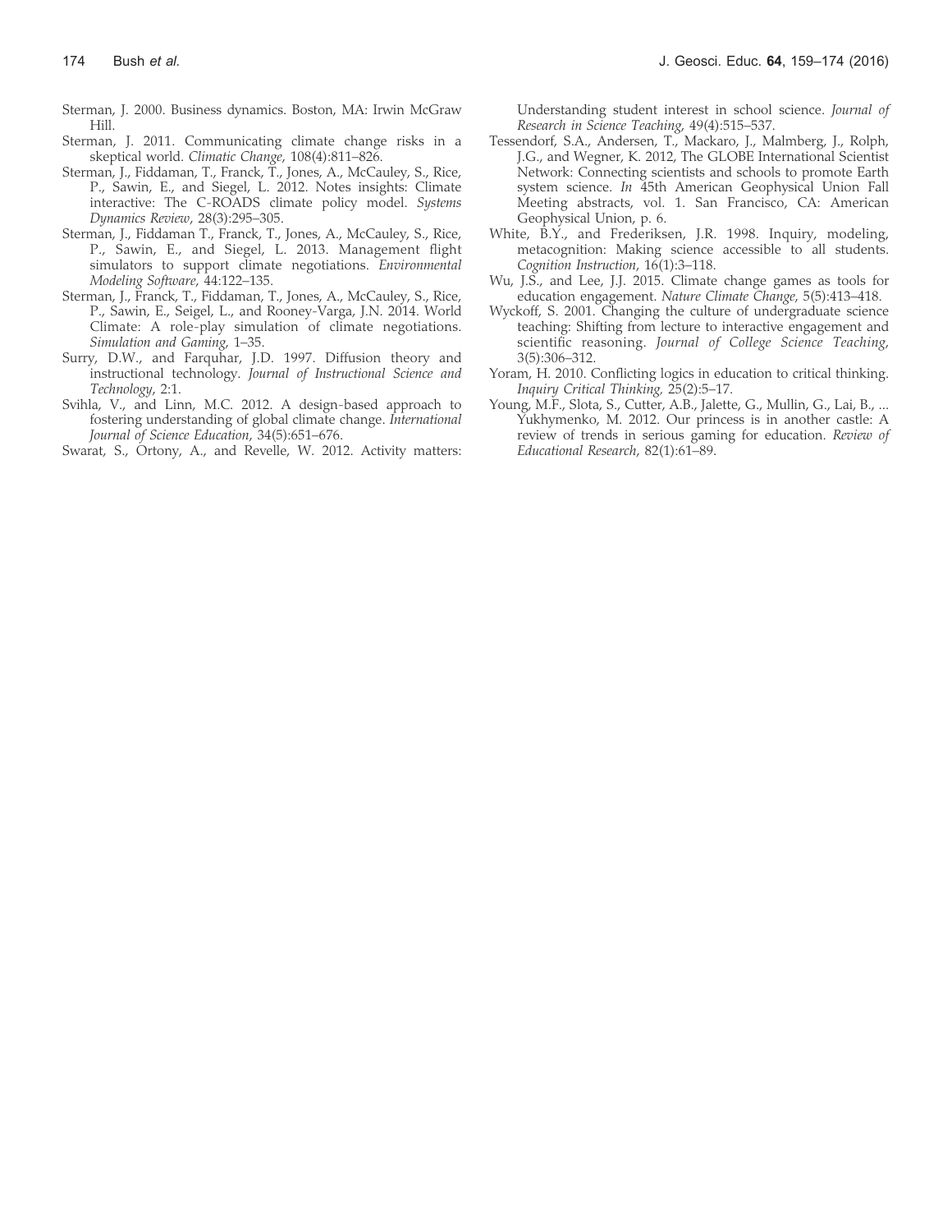Sterman, J. 2000. Business dynamics. Boston, MA: Irwin McGraw Hill.

Sterman, J. 2011. Communicating climate change risks in a skeptical world. *Climatic Change*, 108(4):811–826.

Sterman, J., Fiddaman, T., Franck, T., Jones, A., McCauley, S., Rice, P., Sawin, E., and Siegel, L. 2012. Notes insights: Climate interactive: The C-ROADS climate policy model. *Systems Dynamics Review*, 28(3):295–305.

Sterman, J., Fiddaman T., Franck, T., Jones, A., McCauley, S., Rice, P., Sawin, E., and Siegel, L. 2013. Management flight simulators to support climate negotiations. *Environmental Modeling Software*, 44:122–135.

Sterman, J., Franck, T., Fiddaman, T., Jones, A., McCauley, S., Rice, P., Sawin, E., Seigel, L., and Rooney-Varga, J.N. 2014. World Climate: A role-play simulation of climate negotiations. *Simulation and Gaming*, 1–35.

Surry, D.W., and Farquhar, J.D. 1997. Diffusion theory and instructional technology. *Journal of Instructional Science and Technology*, 2:1.

Svihla, V., and Linn, M.C. 2012. A design-based approach to fostering understanding of global climate change. *International Journal of Science Education*, 34(5):651–676.

Swarat, S., Ortony, A., and Revelle, W. 2012. Activity matters: Understanding student interest in school science. *Journal of Research in Science Teaching*, 49(4):515–537.

Tessendorf, S.A., Andersen, T., Mackaro, J., Malmberg, J., Rolph, J.G., and Wegner, K. 2012, The GLOBE International Scientist Network: Connecting scientists and schools to promote Earth system science. *In* 45th American Geophysical Union Fall Meeting abstracts, vol. 1. San Francisco, CA: American Geophysical Union, p. 6.

White, B.Y., and Frederiksen, J.R. 1998. Inquiry, modeling, metacognition: Making science accessible to all students. *Cognition Instruction*, 16(1):3–118.

Wu, J.S., and Lee, J.J. 2015. Climate change games as tools for education engagement. *Nature Climate Change*, 5(5):413–418.

Wyckoff, S. 2001. Changing the culture of undergraduate science teaching: Shifting from lecture to interactive engagement and scientific reasoning. *Journal of College Science Teaching*, 3(5):306–312.

Yoram, H. 2010. Conflicting logics in education to critical thinking. *Inquiry Critical Thinking*, 25(2):5–17.

Young, M.F., Slota, S., Cutter, A.B., Jalette, G., Mullin, G., Lai, B., ... Yukhymenko, M. 2012. Our princess is in another castle: A review of trends in serious gaming for education. *Review of Educational Research*, 82(1):61–89.